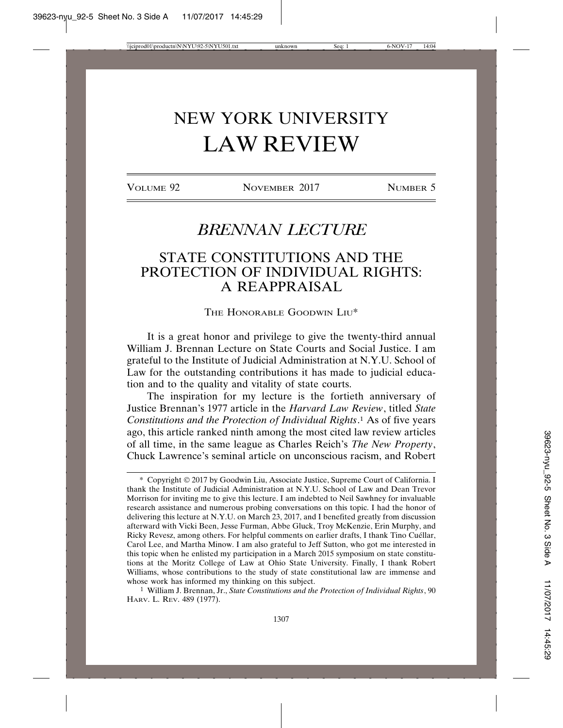# NEW YORK UNIVERSITY LAW REVIEW

VOLUME 92 NOVEMBER 2017 NUMBER 5

## *BRENNAN LECTURE*

## STATE CONSTITUTIONS AND THE PROTECTION OF INDIVIDUAL RIGHTS: A REAPPRAISAL

THE HONORABLE GOODWIN LIU*

It is a great honor and privilege to give the twenty-third annual William J. Brennan Lecture on State Courts and Social Justice. I am grateful to the Institute of Judicial Administration at N.Y.U. School of Law for the outstanding contributions it has made to judicial education and to the quality and vitality of state courts.

The inspiration for my lecture is the fortieth anniversary of Justice Brennan's 1977 article in the *Harvard Law Review*, titled *State Constitutions and the Protection of Individual Rights*.[1] As of five years ago, this article ranked ninth among the most cited law review articles of all time, in the same league as Charles Reich's *The New Property*, Chuck Lawrence's seminal article on unconscious racism, and Robert

---

\* Copyright © 2017 by Goodwin Liu, Associate Justice, Supreme Court of California. I thank the Institute of Judicial Administration at N.Y.U. School of Law and Dean Trevor Morrison for inviting me to give this lecture. I am indebted to Neil Sawhney for invaluable research assistance and numerous probing conversations on this topic. I had the honor of delivering this lecture at N.Y.U. on March 23, 2017, and I benefited greatly from discussion afterward with Vicki Been, Jesse Furman, Abbe Gluck, Troy McKenzie, Erin Murphy, and Ricky Revesz, among others. For helpful comments on earlier drafts, I thank Tino Cuéllar, Carol Lee, and Martha Minow. I am also grateful to Jeff Sutton, who got me interested in this topic when he enlisted my participation in a March 2015 symposium on state constitutions at the Moritz College of Law at Ohio State University. Finally, I thank Robert Williams, whose contributions to the study of state constitutional law are immense and whose work has informed my thinking on this subject.

1 William J. Brennan, Jr., *State Constitutions and the Protection of Individual Rights*, 90 HARV. L. REV. 489 (1977).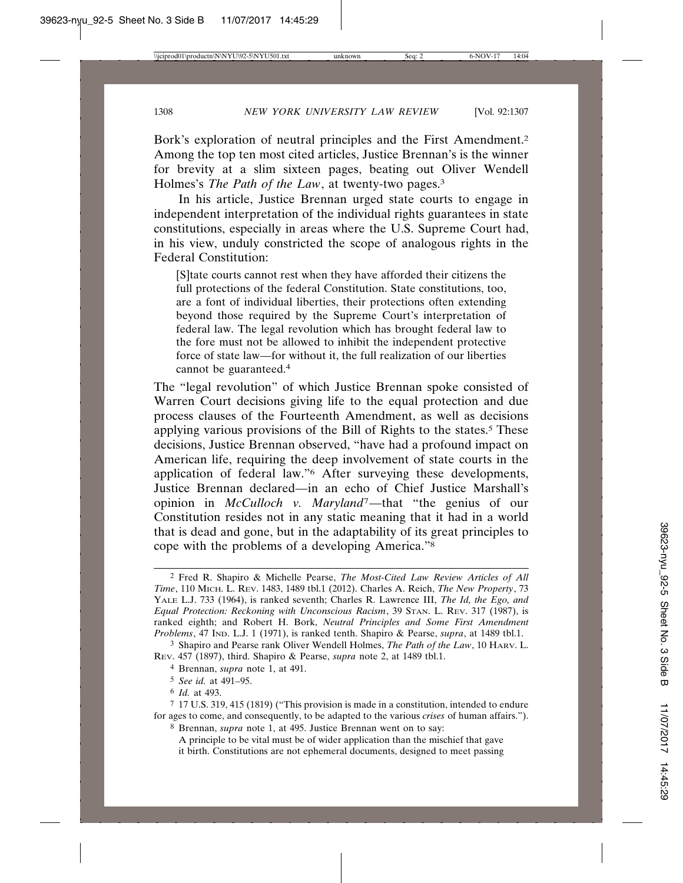Bork's exploration of neutral principles and the First Amendment.[2] Among the top ten most cited articles, Justice Brennan's is the winner for brevity at a slim sixteen pages, beating out Oliver Wendell Holmes's *The Path of the Law*, at twenty-two pages.[3]

In his article, Justice Brennan urged state courts to engage in independent interpretation of the individual rights guarantees in state constitutions, especially in areas where the U.S. Supreme Court had, in his view, unduly constricted the scope of analogous rights in the Federal Constitution:

> [S]tate courts cannot rest when they have afforded their citizens the full protections of the federal Constitution. State constitutions, too, are a font of individual liberties, their protections often extending beyond those required by the Supreme Court's interpretation of federal law. The legal revolution which has brought federal law to the fore must not be allowed to inhibit the independent protective force of state law—for without it, the full realization of our liberties cannot be guaranteed.[4]

The "legal revolution" of which Justice Brennan spoke consisted of Warren Court decisions giving life to the equal protection and due process clauses of the Fourteenth Amendment, as well as decisions applying various provisions of the Bill of Rights to the states.[5] These decisions, Justice Brennan observed, "have had a profound impact on American life, requiring the deep involvement of state courts in the application of federal law."[6] After surveying these developments, Justice Brennan declared—in an echo of Chief Justice Marshall's opinion in *McCulloch v. Maryland*[7]—that "the genius of our Constitution resides not in any static meaning that it had in a world that is dead and gone, but in the adaptability of its great principles to cope with the problems of a developing America."[8]

---

[2] Fred R. Shapiro & Michelle Pearse, *The Most-Cited Law Review Articles of All Time*, 110 MICH. L. REV. 1483, 1489 tbl.1 (2012). Charles A. Reich, *The New Property*, 73 YALE L.J. 733 (1964), is ranked seventh; Charles R. Lawrence III, *The Id, the Ego, and Equal Protection: Reckoning with Unconscious Racism*, 39 STAN. L. REV. 317 (1987), is ranked eighth; and Robert H. Bork, *Neutral Principles and Some First Amendment Problems*, 47 IND. L.J. 1 (1971), is ranked tenth. Shapiro & Pearse, *supra*, at 1489 tbl.1.

[3] Shapiro and Pearse rank Oliver Wendell Holmes, *The Path of the Law*, 10 HARV. L. REV. 457 (1897), third. Shapiro & Pearse, *supra* note 2, at 1489 tbl.1.

[4] Brennan, *supra* note 1, at 491.

[5] *See id.* at 491–95.

[6] *Id.* at 493.

[7] 17 U.S. 319, 415 (1819) ("This provision is made in a constitution, intended to endure for ages to come, and consequently, to be adapted to the various *crises* of human affairs.").

[8] Brennan, *supra* note 1, at 495. Justice Brennan went on to say:

> A principle to be vital must be of wider application than the mischief that gave it birth. Constitutions are not ephemeral documents, designed to meet passing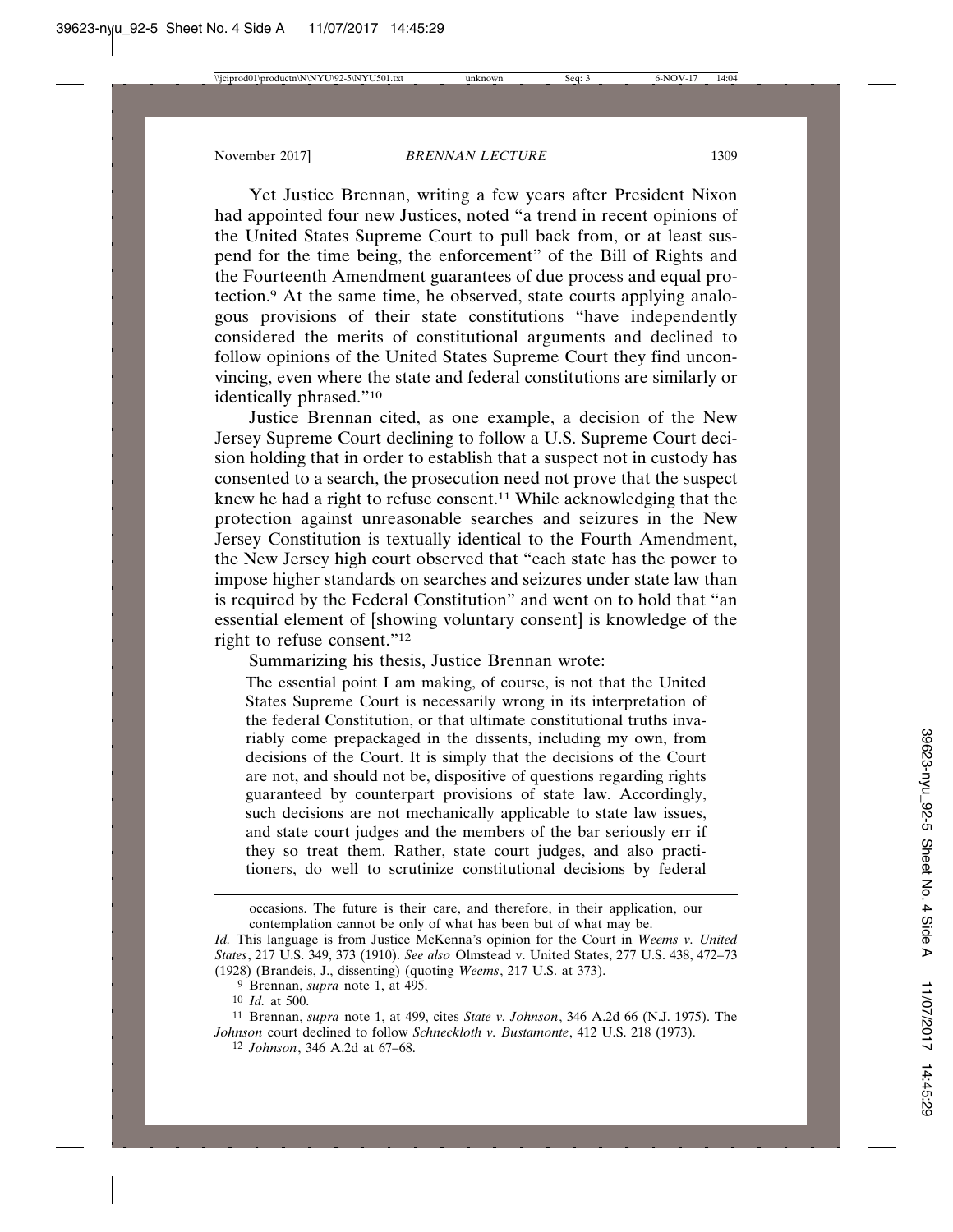Yet Justice Brennan, writing a few years after President Nixon had appointed four new Justices, noted "a trend in recent opinions of the United States Supreme Court to pull back from, or at least suspend for the time being, the enforcement" of the Bill of Rights and the Fourteenth Amendment guarantees of due process and equal protection.[9] At the same time, he observed, state courts applying analogous provisions of their state constitutions "have independently considered the merits of constitutional arguments and declined to follow opinions of the United States Supreme Court they find unconvincing, even where the state and federal constitutions are similarly or identically phrased."[10]

Justice Brennan cited, as one example, a decision of the New Jersey Supreme Court declining to follow a U.S. Supreme Court decision holding that in order to establish that a suspect not in custody has consented to a search, the prosecution need not prove that the suspect knew he had a right to refuse consent.[11] While acknowledging that the protection against unreasonable searches and seizures in the New Jersey Constitution is textually identical to the Fourth Amendment, the New Jersey high court observed that "each state has the power to impose higher standards on searches and seizures under state law than is required by the Federal Constitution" and went on to hold that "an essential element of [showing voluntary consent] is knowledge of the right to refuse consent."[12]

Summarizing his thesis, Justice Brennan wrote:

> The essential point I am making, of course, is not that the United States Supreme Court is necessarily wrong in its interpretation of the federal Constitution, or that ultimate constitutional truths invariably come prepackaged in the dissents, including my own, from decisions of the Court. It is simply that the decisions of the Court are not, and should not be, dispositive of questions regarding rights guaranteed by counterpart provisions of state law. Accordingly, such decisions are not mechanically applicable to state law issues, and state court judges and the members of the bar seriously err if they so treat them. Rather, state court judges, and also practitioners, do well to scrutinize constitutional decisions by federal

---

> occasions. The future is their care, and therefore, in their application, our contemplation cannot be only of what has been but of what may be.

*Id.* This language is from Justice McKenna's opinion for the Court in *Weems v. United States*, 217 U.S. 349, 373 (1910). *See also* Olmstead v. United States, 277 U.S. 438, 472–73 (1928) (Brandeis, J., dissenting) (quoting *Weems*, 217 U.S. at 373).

[9] Brennan, *supra* note 1, at 495.

[10] *Id.* at 500.

[11] Brennan, *supra* note 1, at 499, cites *State v. Johnson*, 346 A.2d 66 (N.J. 1975). The *Johnson* court declined to follow *Schneckloth v. Bustamonte*, 412 U.S. 218 (1973).

[12] *Johnson*, 346 A.2d at 67–68.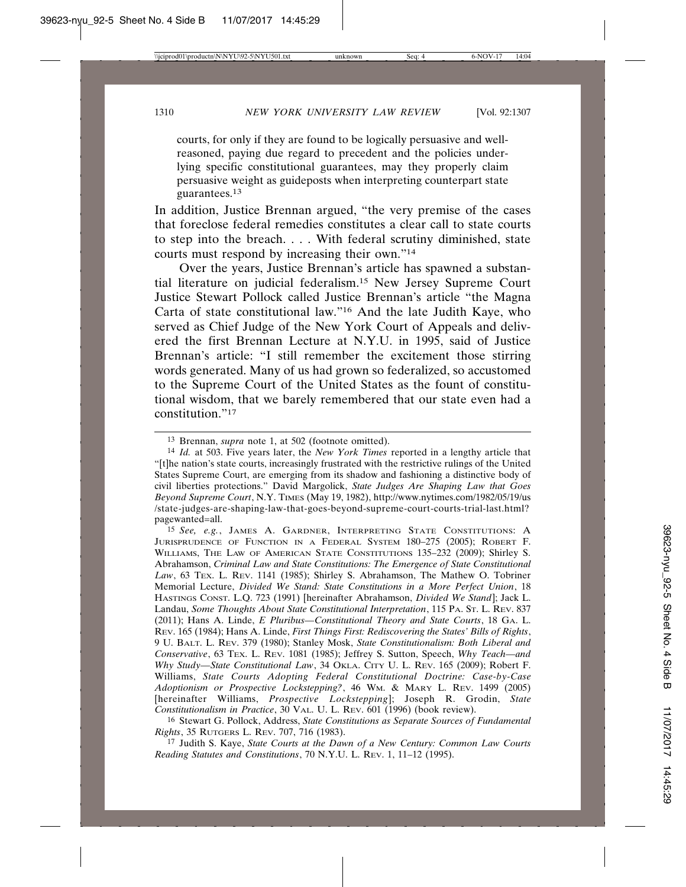courts, for only if they are found to be logically persuasive and well-reasoned, paying due regard to precedent and the policies underlying specific constitutional guarantees, may they properly claim persuasive weight as guideposts when interpreting counterpart state guarantees.[13]

In addition, Justice Brennan argued, "the very premise of the cases that foreclose federal remedies constitutes a clear call to state courts to step into the breach. . . . With federal scrutiny diminished, state courts must respond by increasing their own."[14]

Over the years, Justice Brennan's article has spawned a substantial literature on judicial federalism.[15] New Jersey Supreme Court Justice Stewart Pollock called Justice Brennan's article "the Magna Carta of state constitutional law."[16] And the late Judith Kaye, who served as Chief Judge of the New York Court of Appeals and delivered the first Brennan Lecture at N.Y.U. in 1995, said of Justice Brennan's article: "I still remember the excitement those stirring words generated. Many of us had grown so federalized, so accustomed to the Supreme Court of the United States as the fount of constitutional wisdom, that we barely remembered that our state even had a constitution."[17]

---

[13] Brennan, *supra* note 1, at 502 (footnote omitted).

[14] *Id.* at 503. Five years later, the *New York Times* reported in a lengthy article that "[t]he nation's state courts, increasingly frustrated with the restrictive rulings of the United States Supreme Court, are emerging from its shadow and fashioning a distinctive body of civil liberties protections." David Margolick, *State Judges Are Shaping Law that Goes Beyond Supreme Court*, N.Y. TIMES (May 19, 1982), http://www.nytimes.com/1982/05/19/us/state-judges-are-shaping-law-that-goes-beyond-supreme-court-courts-trial-last.html?pagewanted=all.

[15] *See, e.g.*, JAMES A. GARDNER, INTERPRETING STATE CONSTITUTIONS: A JURISPRUDENCE OF FUNCTION IN A FEDERAL SYSTEM 180–275 (2005); ROBERT F. WILLIAMS, THE LAW OF AMERICAN STATE CONSTITUTIONS 135–232 (2009); Shirley S. Abrahamson, *Criminal Law and State Constitutions: The Emergence of State Constitutional Law*, 63 TEX. L. REV. 1141 (1985); Shirley S. Abrahamson, The Mathew O. Tobriner Memorial Lecture, *Divided We Stand: State Constitutions in a More Perfect Union*, 18 HASTINGS CONST. L.Q. 723 (1991) [hereinafter Abrahamson, *Divided We Stand*]; Jack L. Landau, *Some Thoughts About State Constitutional Interpretation*, 115 PA. ST. L. REV. 837 (2011); Hans A. Linde, *E Pluribus—Constitutional Theory and State Courts*, 18 GA. L. REV. 165 (1984); Hans A. Linde, *First Things First: Rediscovering the States' Bills of Rights*, 9 U. BALT. L. REV. 379 (1980); Stanley Mosk, *State Constitutionalism: Both Liberal and Conservative*, 63 TEX. L. REV. 1081 (1985); Jeffrey S. Sutton, Speech, *Why Teach—and Why Study—State Constitutional Law*, 34 OKLA. CITY U. L. REV. 165 (2009); Robert F. Williams, *State Courts Adopting Federal Constitutional Doctrine: Case-by-Case Adoptionism or Prospective Lockstepping?*, 46 WM. & MARY L. REV. 1499 (2005) [hereinafter Williams, *Prospective Lockstepping*]; Joseph R. Grodin, *State Constitutionalism in Practice*, 30 VAL. U. L. REV. 601 (1996) (book review).

[16] Stewart G. Pollock, Address, *State Constitutions as Separate Sources of Fundamental Rights*, 35 RUTGERS L. REV. 707, 716 (1983).

[17] Judith S. Kaye, *State Courts at the Dawn of a New Century: Common Law Courts Reading Statutes and Constitutions*, 70 N.Y.U. L. REV. 1, 11–12 (1995).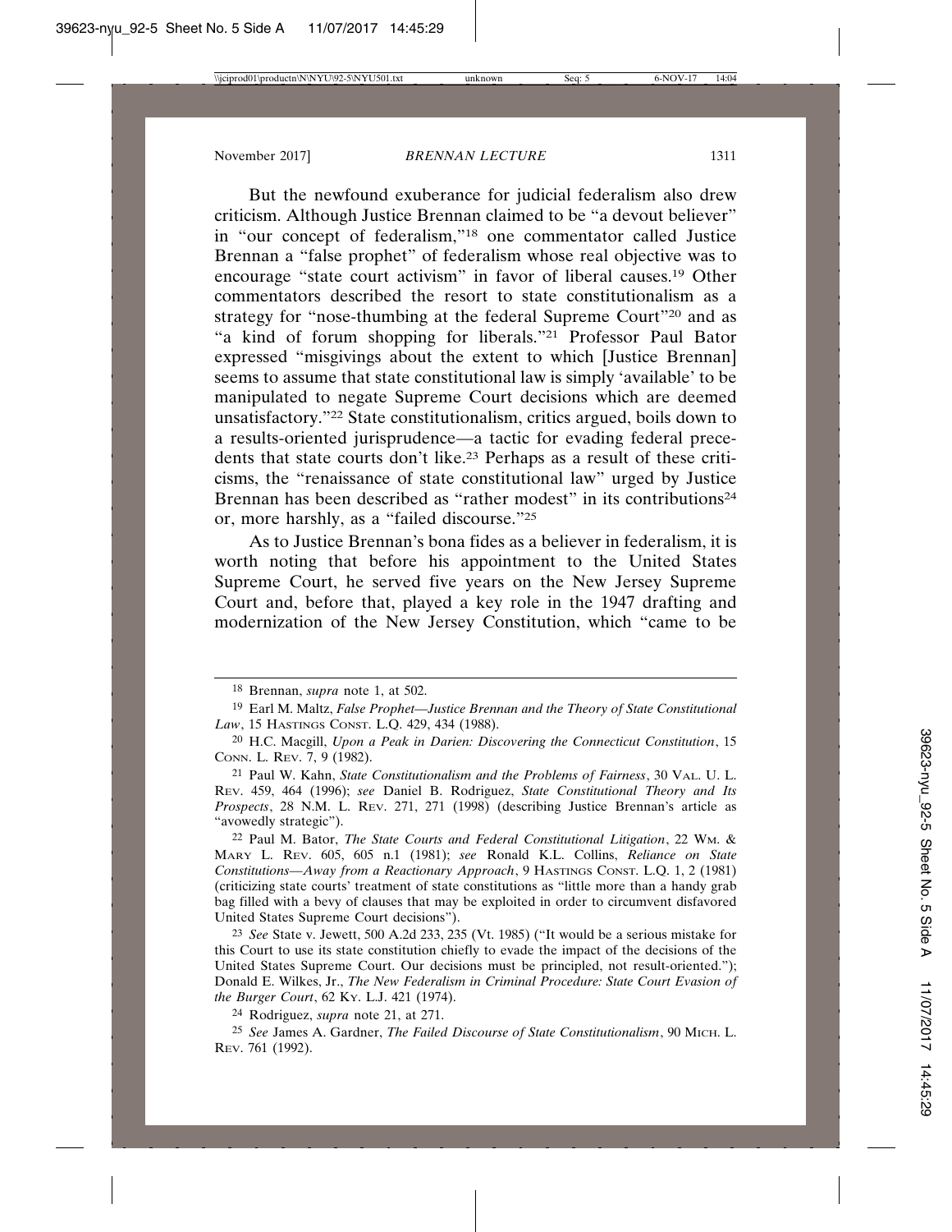But the newfound exuberance for judicial federalism also drew criticism. Although Justice Brennan claimed to be "a devout believer" in "our concept of federalism,"[18] one commentator called Justice Brennan a "false prophet" of federalism whose real objective was to encourage "state court activism" in favor of liberal causes.[19] Other commentators described the resort to state constitutionalism as a strategy for "nose-thumbing at the federal Supreme Court"[20] and as "a kind of forum shopping for liberals."[21] Professor Paul Bator expressed "misgivings about the extent to which [Justice Brennan] seems to assume that state constitutional law is simply 'available' to be manipulated to negate Supreme Court decisions which are deemed unsatisfactory."[22] State constitutionalism, critics argued, boils down to a results-oriented jurisprudence—a tactic for evading federal precedents that state courts don't like.[23] Perhaps as a result of these criticisms, the "renaissance of state constitutional law" urged by Justice Brennan has been described as "rather modest" in its contributions[24] or, more harshly, as a "failed discourse."[25]

As to Justice Brennan's bona fides as a believer in federalism, it is worth noting that before his appointment to the United States Supreme Court, he served five years on the New Jersey Supreme Court and, before that, played a key role in the 1947 drafting and modernization of the New Jersey Constitution, which "came to be

---

18 Brennan, *supra* note 1, at 502.

19 Earl M. Maltz, *False Prophet—Justice Brennan and the Theory of State Constitutional Law*, 15 HASTINGS CONST. L.Q. 429, 434 (1988).

20 H.C. Macgill, *Upon a Peak in Darien: Discovering the Connecticut Constitution*, 15 CONN. L. REV. 7, 9 (1982).

21 Paul W. Kahn, *State Constitutionalism and the Problems of Fairness*, 30 VAL. U. L. REV. 459, 464 (1996); *see* Daniel B. Rodriguez, *State Constitutional Theory and Its Prospects*, 28 N.M. L. REV. 271, 271 (1998) (describing Justice Brennan's article as "avowedly strategic").

22 Paul M. Bator, *The State Courts and Federal Constitutional Litigation*, 22 WM. & MARY L. REV. 605, 605 n.1 (1981); *see* Ronald K.L. Collins, *Reliance on State Constitutions—Away from a Reactionary Approach*, 9 HASTINGS CONST. L.Q. 1, 2 (1981) (criticizing state courts' treatment of state constitutions as "little more than a handy grab bag filled with a bevy of clauses that may be exploited in order to circumvent disfavored United States Supreme Court decisions").

23 *See* State v. Jewett, 500 A.2d 233, 235 (Vt. 1985) ("It would be a serious mistake for this Court to use its state constitution chiefly to evade the impact of the decisions of the United States Supreme Court. Our decisions must be principled, not result-oriented."); Donald E. Wilkes, Jr., *The New Federalism in Criminal Procedure: State Court Evasion of the Burger Court*, 62 KY. L.J. 421 (1974).

24 Rodriguez, *supra* note 21, at 271.

25 *See* James A. Gardner, *The Failed Discourse of State Constitutionalism*, 90 MICH. L. REV. 761 (1992).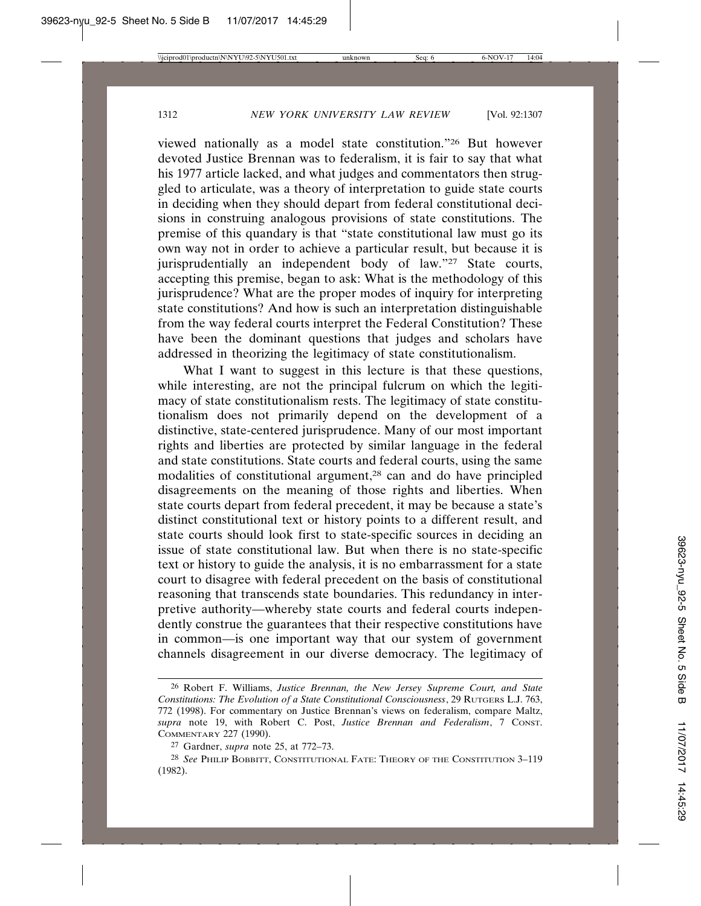viewed nationally as a model state constitution."[26] But however devoted Justice Brennan was to federalism, it is fair to say that what his 1977 article lacked, and what judges and commentators then struggled to articulate, was a theory of interpretation to guide state courts in deciding when they should depart from federal constitutional decisions in construing analogous provisions of state constitutions. The premise of this quandary is that "state constitutional law must go its own way not in order to achieve a particular result, but because it is jurisprudentially an independent body of law."[27] State courts, accepting this premise, began to ask: What is the methodology of this jurisprudence? What are the proper modes of inquiry for interpreting state constitutions? And how is such an interpretation distinguishable from the way federal courts interpret the Federal Constitution? These have been the dominant questions that judges and scholars have addressed in theorizing the legitimacy of state constitutionalism.

What I want to suggest in this lecture is that these questions, while interesting, are not the principal fulcrum on which the legitimacy of state constitutionalism rests. The legitimacy of state constitutionalism does not primarily depend on the development of a distinctive, state-centered jurisprudence. Many of our most important rights and liberties are protected by similar language in the federal and state constitutions. State courts and federal courts, using the same modalities of constitutional argument,[28] can and do have principled disagreements on the meaning of those rights and liberties. When state courts depart from federal precedent, it may be because a state's distinct constitutional text or history points to a different result, and state courts should look first to state-specific sources in deciding an issue of state constitutional law. But when there is no state-specific text or history to guide the analysis, it is no embarrassment for a state court to disagree with federal precedent on the basis of constitutional reasoning that transcends state boundaries. This redundancy in interpretive authority—whereby state courts and federal courts independently construe the guarantees that their respective constitutions have in common—is one important way that our system of government channels disagreement in our diverse democracy. The legitimacy of

---

[26] Robert F. Williams, *Justice Brennan, the New Jersey Supreme Court, and State Constitutions: The Evolution of a State Constitutional Consciousness*, 29 RUTGERS L.J. 763, 772 (1998). For commentary on Justice Brennan's views on federalism, compare Maltz, *supra* note 19, with Robert C. Post, *Justice Brennan and Federalism*, 7 CONST. COMMENTARY 227 (1990).

[27] Gardner, *supra* note 25, at 772–73.

[28] *See* PHILIP BOBBITT, CONSTITUTIONAL FATE: THEORY OF THE CONSTITUTION 3–119 (1982).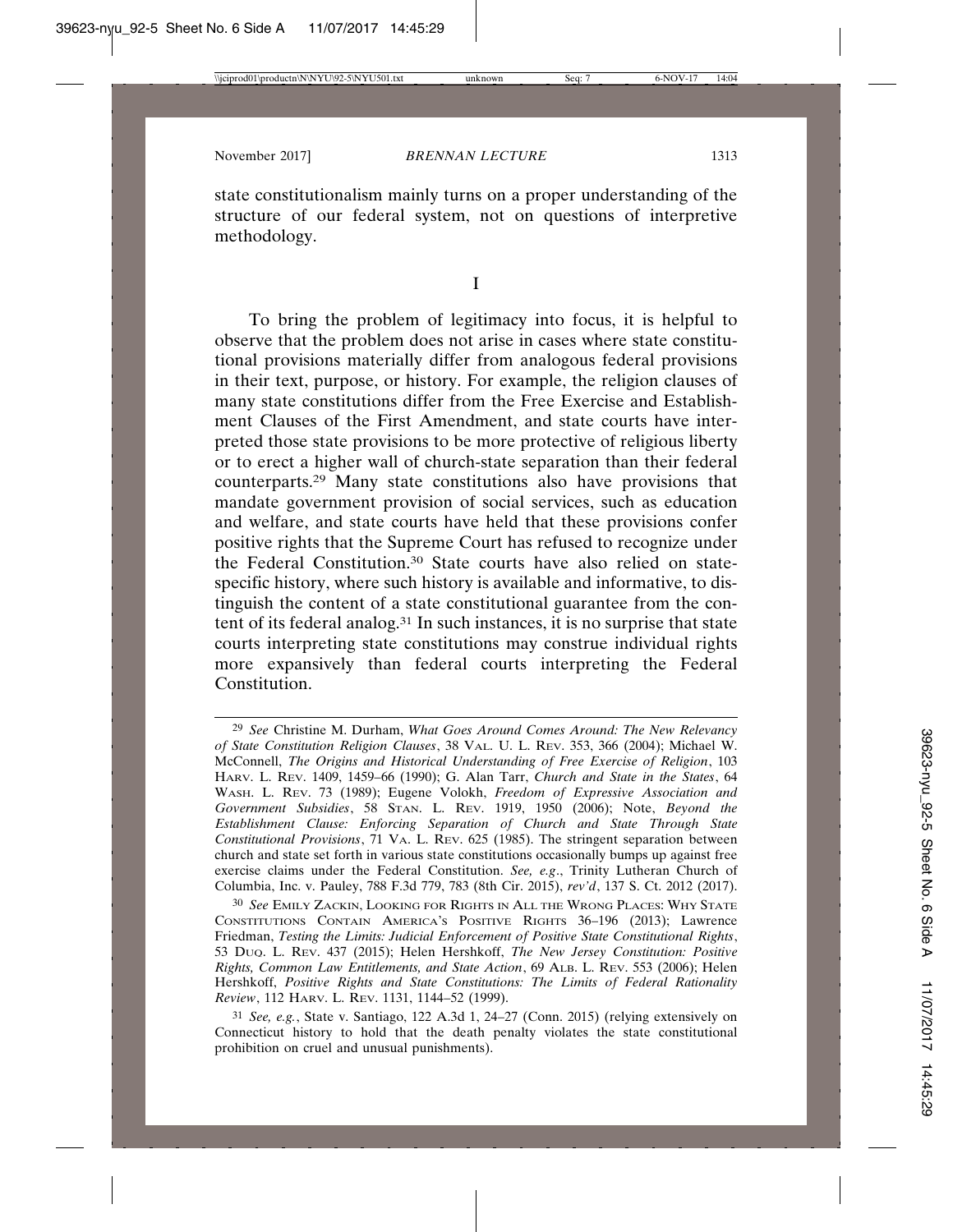state constitutionalism mainly turns on a proper understanding of the structure of our federal system, not on questions of interpretive methodology.

# I

To bring the problem of legitimacy into focus, it is helpful to observe that the problem does not arise in cases where state constitutional provisions materially differ from analogous federal provisions in their text, purpose, or history. For example, the religion clauses of many state constitutions differ from the Free Exercise and Establishment Clauses of the First Amendment, and state courts have interpreted those state provisions to be more protective of religious liberty or to erect a higher wall of church-state separation than their federal counterparts.[29] Many state constitutions also have provisions that mandate government provision of social services, such as education and welfare, and state courts have held that these provisions confer positive rights that the Supreme Court has refused to recognize under the Federal Constitution.[30] State courts have also relied on state-specific history, where such history is available and informative, to distinguish the content of a state constitutional guarantee from the content of its federal analog.[31] In such instances, it is no surprise that state courts interpreting state constitutions may construe individual rights more expansively than federal courts interpreting the Federal Constitution.

---

[29] *See* Christine M. Durham, *What Goes Around Comes Around: The New Relevancy of State Constitution Religion Clauses*, 38 VAL. U. L. REV. 353, 366 (2004); Michael W. McConnell, *The Origins and Historical Understanding of Free Exercise of Religion*, 103 HARV. L. REV. 1409, 1459–66 (1990); G. Alan Tarr, *Church and State in the States*, 64 WASH. L. REV. 73 (1989); Eugene Volokh, *Freedom of Expressive Association and Government Subsidies*, 58 STAN. L. REV. 1919, 1950 (2006); Note, *Beyond the Establishment Clause: Enforcing Separation of Church and State Through State Constitutional Provisions*, 71 VA. L. REV. 625 (1985). The stringent separation between church and state set forth in various state constitutions occasionally bumps up against free exercise claims under the Federal Constitution. *See, e.g.*, Trinity Lutheran Church of Columbia, Inc. v. Pauley, 788 F.3d 779, 783 (8th Cir. 2015), *rev'd*, 137 S. Ct. 2012 (2017).

[30] *See* EMILY ZACKIN, LOOKING FOR RIGHTS IN ALL THE WRONG PLACES: WHY STATE CONSTITUTIONS CONTAIN AMERICA'S POSITIVE RIGHTS 36–196 (2013); Lawrence Friedman, *Testing the Limits: Judicial Enforcement of Positive State Constitutional Rights*, 53 DUQ. L. REV. 437 (2015); Helen Hershkoff, *The New Jersey Constitution: Positive Rights, Common Law Entitlements, and State Action*, 69 ALB. L. REV. 553 (2006); Helen Hershkoff, *Positive Rights and State Constitutions: The Limits of Federal Rationality Review*, 112 HARV. L. REV. 1131, 1144–52 (1999).

[31] *See, e.g.*, State v. Santiago, 122 A.3d 1, 24–27 (Conn. 2015) (relying extensively on Connecticut history to hold that the death penalty violates the state constitutional prohibition on cruel and unusual punishments).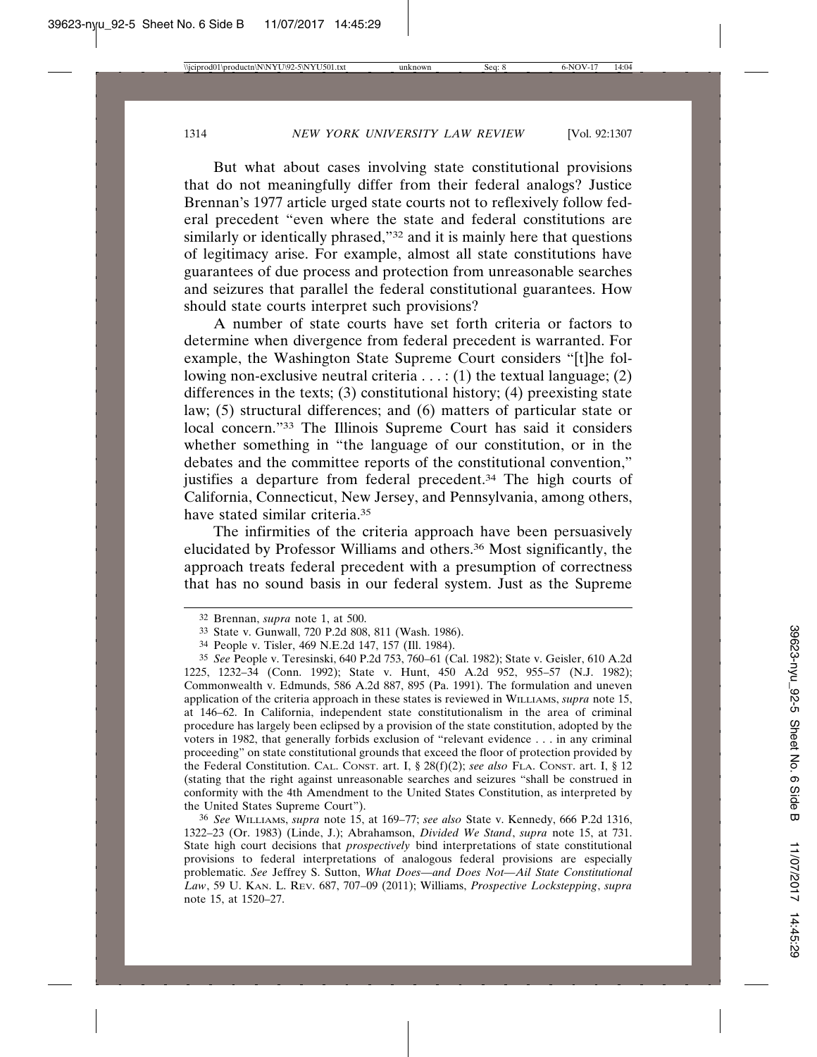But what about cases involving state constitutional provisions that do not meaningfully differ from their federal analogs? Justice Brennan's 1977 article urged state courts not to reflexively follow federal precedent "even where the state and federal constitutions are similarly or identically phrased,"[32] and it is mainly here that questions of legitimacy arise. For example, almost all state constitutions have guarantees of due process and protection from unreasonable searches and seizures that parallel the federal constitutional guarantees. How should state courts interpret such provisions?

A number of state courts have set forth criteria or factors to determine when divergence from federal precedent is warranted. For example, the Washington State Supreme Court considers "[t]he following non-exclusive neutral criteria . . . : (1) the textual language; (2) differences in the texts; (3) constitutional history; (4) preexisting state law; (5) structural differences; and (6) matters of particular state or local concern."[33] The Illinois Supreme Court has said it considers whether something in "the language of our constitution, or in the debates and the committee reports of the constitutional convention," justifies a departure from federal precedent.[34] The high courts of California, Connecticut, New Jersey, and Pennsylvania, among others, have stated similar criteria.[35]

The infirmities of the criteria approach have been persuasively elucidated by Professor Williams and others.[36] Most significantly, the approach treats federal precedent with a presumption of correctness that has no sound basis in our federal system. Just as the Supreme

---

[32] Brennan, *supra* note 1, at 500.

[33] State v. Gunwall, 720 P.2d 808, 811 (Wash. 1986).

[34] People v. Tisler, 469 N.E.2d 147, 157 (Ill. 1984).

[35] *See* People v. Teresinski, 640 P.2d 753, 760–61 (Cal. 1982); State v. Geisler, 610 A.2d 1225, 1232–34 (Conn. 1992); State v. Hunt, 450 A.2d 952, 955–57 (N.J. 1982); Commonwealth v. Edmunds, 586 A.2d 887, 895 (Pa. 1991). The formulation and uneven application of the criteria approach in these states is reviewed in WILLIAMS, *supra* note 15, at 146–62. In California, independent state constitutionalism in the area of criminal procedure has largely been eclipsed by a provision of the state constitution, adopted by the voters in 1982, that generally forbids exclusion of "relevant evidence . . . in any criminal proceeding" on state constitutional grounds that exceed the floor of protection provided by the Federal Constitution. CAL. CONST. art. I, § 28(f)(2); *see also* FLA. CONST. art. I, § 12 (stating that the right against unreasonable searches and seizures "shall be construed in conformity with the 4th Amendment to the United States Constitution, as interpreted by the United States Supreme Court").

[36] *See* WILLIAMS, *supra* note 15, at 169–77; *see also* State v. Kennedy, 666 P.2d 1316, 1322–23 (Or. 1983) (Linde, J.); Abrahamson, *Divided We Stand*, *supra* note 15, at 731. State high court decisions that *prospectively* bind interpretations of state constitutional provisions to federal interpretations of analogous federal provisions are especially problematic. *See* Jeffrey S. Sutton, *What Does—and Does Not—Ail State Constitutional Law*, 59 U. KAN. L. REV. 687, 707–09 (2011); Williams, *Prospective Lockstepping*, *supra* note 15, at 1520–27.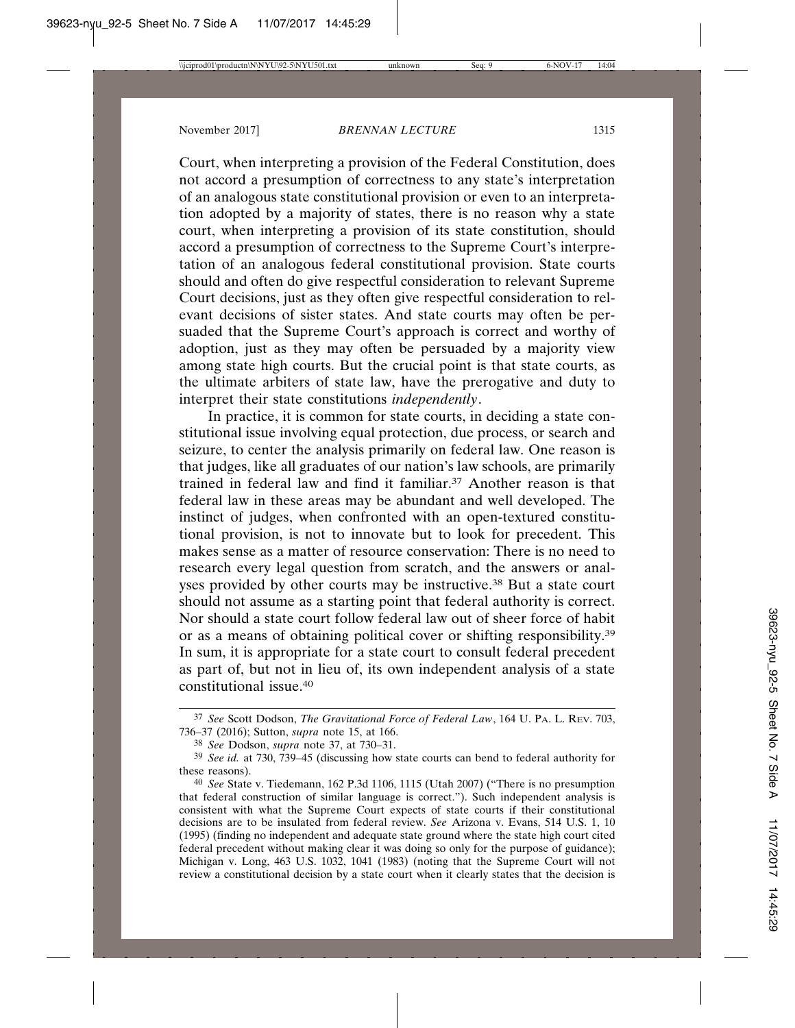Court, when interpreting a provision of the Federal Constitution, does not accord a presumption of correctness to any state's interpretation of an analogous state constitutional provision or even to an interpretation adopted by a majority of states, there is no reason why a state court, when interpreting a provision of its state constitution, should accord a presumption of correctness to the Supreme Court's interpretation of an analogous federal constitutional provision. State courts should and often do give respectful consideration to relevant Supreme Court decisions, just as they often give respectful consideration to relevant decisions of sister states. And state courts may often be persuaded that the Supreme Court's approach is correct and worthy of adoption, just as they may often be persuaded by a majority view among state high courts. But the crucial point is that state courts, as the ultimate arbiters of state law, have the prerogative and duty to interpret their state constitutions *independently*.

In practice, it is common for state courts, in deciding a state constitutional issue involving equal protection, due process, or search and seizure, to center the analysis primarily on federal law. One reason is that judges, like all graduates of our nation's law schools, are primarily trained in federal law and find it familiar.[37] Another reason is that federal law in these areas may be abundant and well developed. The instinct of judges, when confronted with an open-textured constitutional provision, is not to innovate but to look for precedent. This makes sense as a matter of resource conservation: There is no need to research every legal question from scratch, and the answers or analyses provided by other courts may be instructive.[38] But a state court should not assume as a starting point that federal authority is correct. Nor should a state court follow federal law out of sheer force of habit or as a means of obtaining political cover or shifting responsibility.[39] In sum, it is appropriate for a state court to consult federal precedent as part of, but not in lieu of, its own independent analysis of a state constitutional issue.[40]

---

[37] *See* Scott Dodson, *The Gravitational Force of Federal Law*, 164 U. PA. L. REV. 703, 736–37 (2016); Sutton, *supra* note 15, at 166.

[38] *See* Dodson, *supra* note 37, at 730–31.

[39] *See id.* at 730, 739–45 (discussing how state courts can bend to federal authority for these reasons).

[40] *See* State v. Tiedemann, 162 P.3d 1106, 1115 (Utah 2007) ("There is no presumption that federal construction of similar language is correct."). Such independent analysis is consistent with what the Supreme Court expects of state courts if their constitutional decisions are to be insulated from federal review. *See* Arizona v. Evans, 514 U.S. 1, 10 (1995) (finding no independent and adequate state ground where the state high court cited federal precedent without making clear it was doing so only for the purpose of guidance); Michigan v. Long, 463 U.S. 1032, 1041 (1983) (noting that the Supreme Court will not review a constitutional decision by a state court when it clearly states that the decision is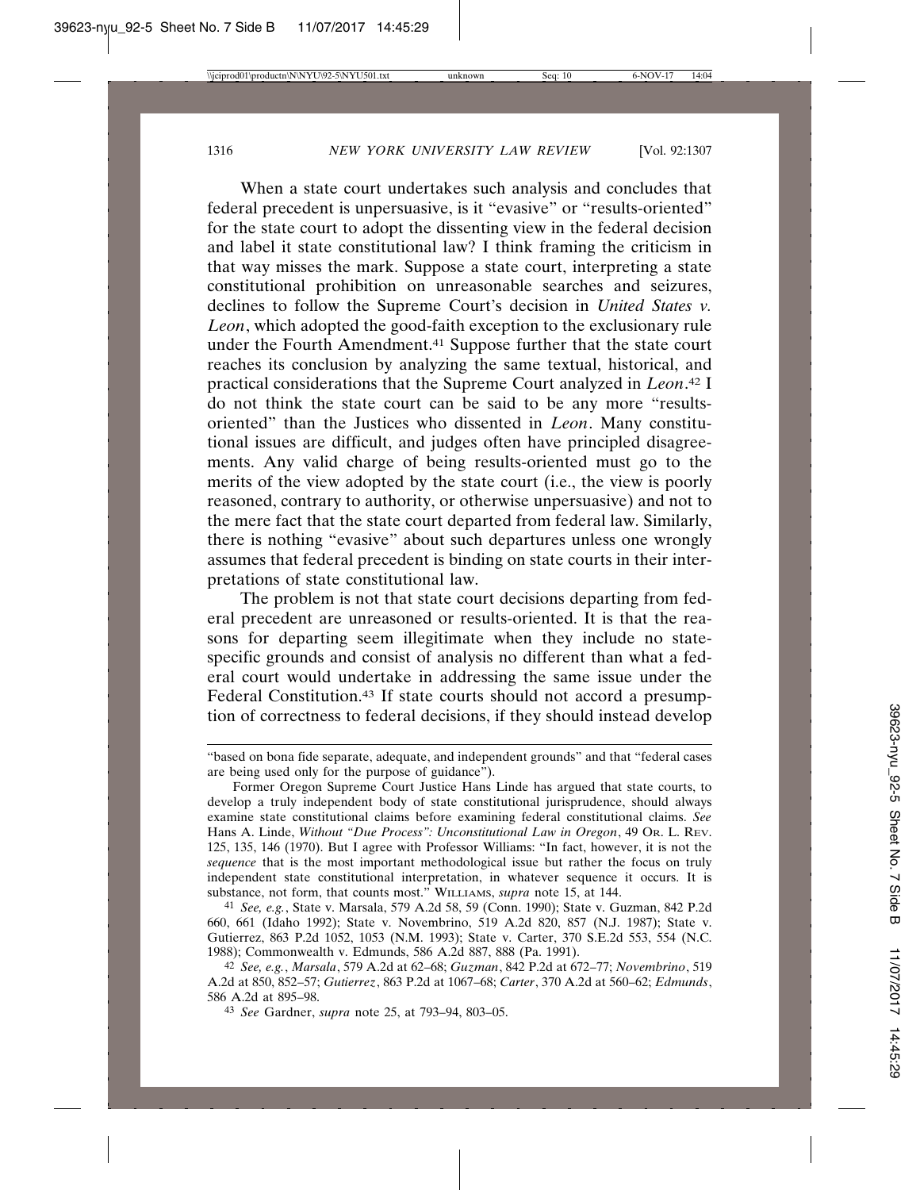When a state court undertakes such analysis and concludes that federal precedent is unpersuasive, is it "evasive" or "results-oriented" for the state court to adopt the dissenting view in the federal decision and label it state constitutional law? I think framing the criticism in that way misses the mark. Suppose a state court, interpreting a state constitutional prohibition on unreasonable searches and seizures, declines to follow the Supreme Court's decision in *United States v. Leon*, which adopted the good-faith exception to the exclusionary rule under the Fourth Amendment.[41] Suppose further that the state court reaches its conclusion by analyzing the same textual, historical, and practical considerations that the Supreme Court analyzed in *Leon*.[42] I do not think the state court can be said to be any more "results-oriented" than the Justices who dissented in *Leon*. Many constitutional issues are difficult, and judges often have principled disagreements. Any valid charge of being results-oriented must go to the merits of the view adopted by the state court (i.e., the view is poorly reasoned, contrary to authority, or otherwise unpersuasive) and not to the mere fact that the state court departed from federal law. Similarly, there is nothing "evasive" about such departures unless one wrongly assumes that federal precedent is binding on state courts in their interpretations of state constitutional law.

The problem is not that state court decisions departing from federal precedent are unreasoned or results-oriented. It is that the reasons for departing seem illegitimate when they include no state-specific grounds and consist of analysis no different than what a federal court would undertake in addressing the same issue under the Federal Constitution.[43] If state courts should not accord a presumption of correctness to federal decisions, if they should instead develop

---

"based on bona fide separate, adequate, and independent grounds" and that "federal cases are being used only for the purpose of guidance").

Former Oregon Supreme Court Justice Hans Linde has argued that state courts, to develop a truly independent body of state constitutional jurisprudence, should always examine state constitutional claims before examining federal constitutional claims. *See* Hans A. Linde, *Without "Due Process": Unconstitutional Law in Oregon*, 49 Or. L. Rev. 125, 135, 146 (1970). But I agree with Professor Williams: "In fact, however, it is not the *sequence* that is the most important methodological issue but rather the focus on truly independent state constitutional interpretation, in whatever sequence it occurs. It is substance, not form, that counts most." Williams, *supra* note 15, at 144.

[41] *See, e.g.*, State v. Marsala, 579 A.2d 58, 59 (Conn. 1990); State v. Guzman, 842 P.2d 660, 661 (Idaho 1992); State v. Novembrino, 519 A.2d 820, 857 (N.J. 1987); State v. Gutierrez, 863 P.2d 1052, 1053 (N.M. 1993); State v. Carter, 370 S.E.2d 553, 554 (N.C. 1988); Commonwealth v. Edmunds, 586 A.2d 887, 888 (Pa. 1991).

[42] *See, e.g.*, *Marsala*, 579 A.2d at 62–68; *Guzman*, 842 P.2d at 672–77; *Novembrino*, 519 A.2d at 850, 852–57; *Gutierrez*, 863 P.2d at 1067–68; *Carter*, 370 A.2d at 560–62; *Edmunds*, 586 A.2d at 895–98.

[43] *See* Gardner, *supra* note 25, at 793–94, 803–05.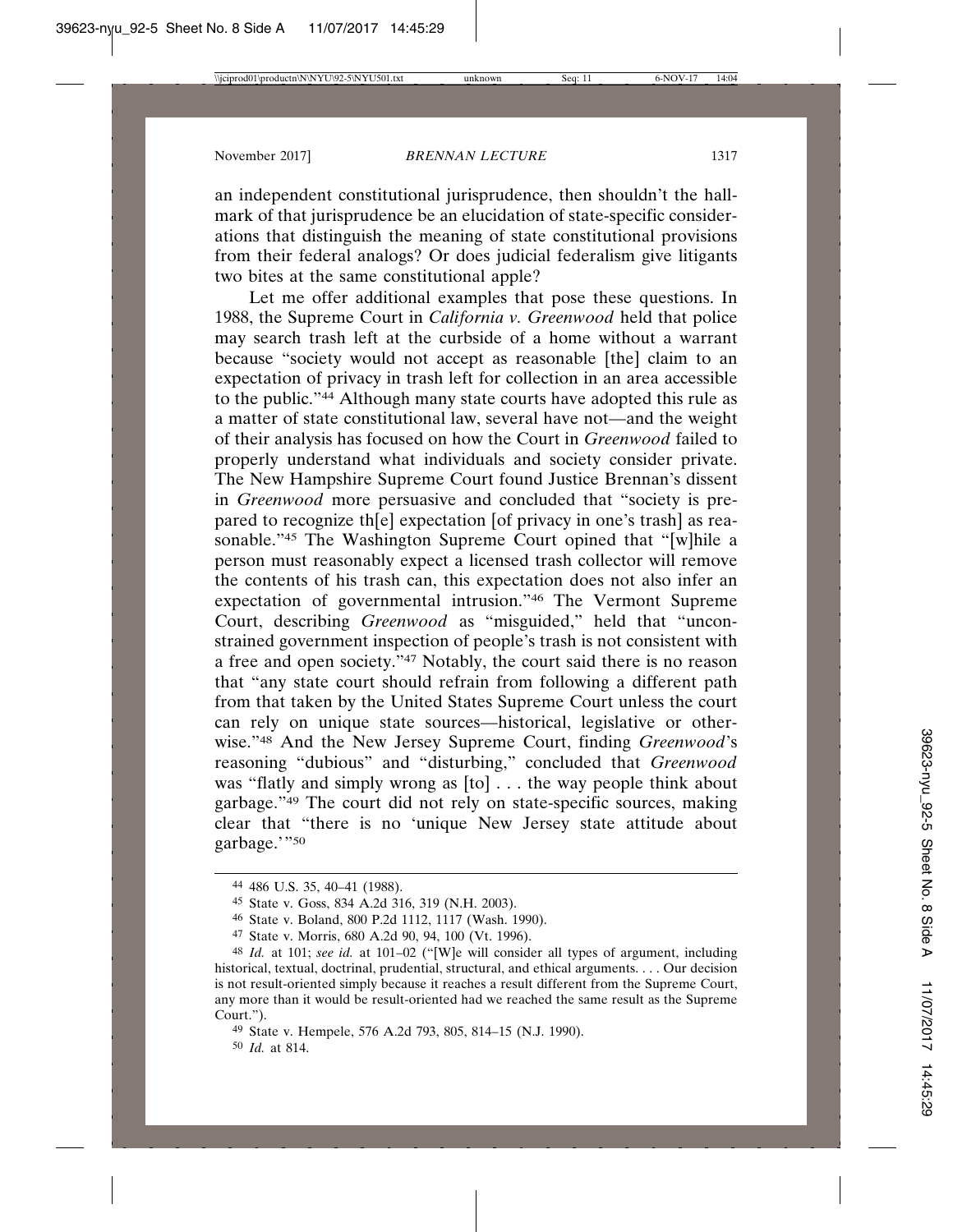an independent constitutional jurisprudence, then shouldn't the hallmark of that jurisprudence be an elucidation of state-specific considerations that distinguish the meaning of state constitutional provisions from their federal analogs? Or does judicial federalism give litigants two bites at the same constitutional apple?

Let me offer additional examples that pose these questions. In 1988, the Supreme Court in *California v. Greenwood* held that police may search trash left at the curbside of a home without a warrant because "society would not accept as reasonable [the] claim to an expectation of privacy in trash left for collection in an area accessible to the public."[44] Although many state courts have adopted this rule as a matter of state constitutional law, several have not—and the weight of their analysis has focused on how the Court in *Greenwood* failed to properly understand what individuals and society consider private. The New Hampshire Supreme Court found Justice Brennan's dissent in *Greenwood* more persuasive and concluded that "society is prepared to recognize th[e] expectation [of privacy in one's trash] as reasonable."[45] The Washington Supreme Court opined that "[w]hile a person must reasonably expect a licensed trash collector will remove the contents of his trash can, this expectation does not also infer an expectation of governmental intrusion."[46] The Vermont Supreme Court, describing *Greenwood* as "misguided," held that "unconstrained government inspection of people's trash is not consistent with a free and open society."[47] Notably, the court said there is no reason that "any state court should refrain from following a different path from that taken by the United States Supreme Court unless the court can rely on unique state sources—historical, legislative or otherwise."[48] And the New Jersey Supreme Court, finding *Greenwood*'s reasoning "dubious" and "disturbing," concluded that *Greenwood* was "flatly and simply wrong as [to] . . . the way people think about garbage."[49] The court did not rely on state-specific sources, making clear that "there is no 'unique New Jersey state attitude about garbage.'"[50]

---

[44] 486 U.S. 35, 40–41 (1988).

[45] State v. Goss, 834 A.2d 316, 319 (N.H. 2003).

[46] State v. Boland, 800 P.2d 1112, 1117 (Wash. 1990).

[47] State v. Morris, 680 A.2d 90, 94, 100 (Vt. 1996).

[48] *Id.* at 101; *see id.* at 101–02 ("[W]e will consider all types of argument, including historical, textual, doctrinal, prudential, structural, and ethical arguments. . . . Our decision is not result-oriented simply because it reaches a result different from the Supreme Court, any more than it would be result-oriented had we reached the same result as the Supreme Court.").

[49] State v. Hempele, 576 A.2d 793, 805, 814–15 (N.J. 1990).

[50] *Id.* at 814.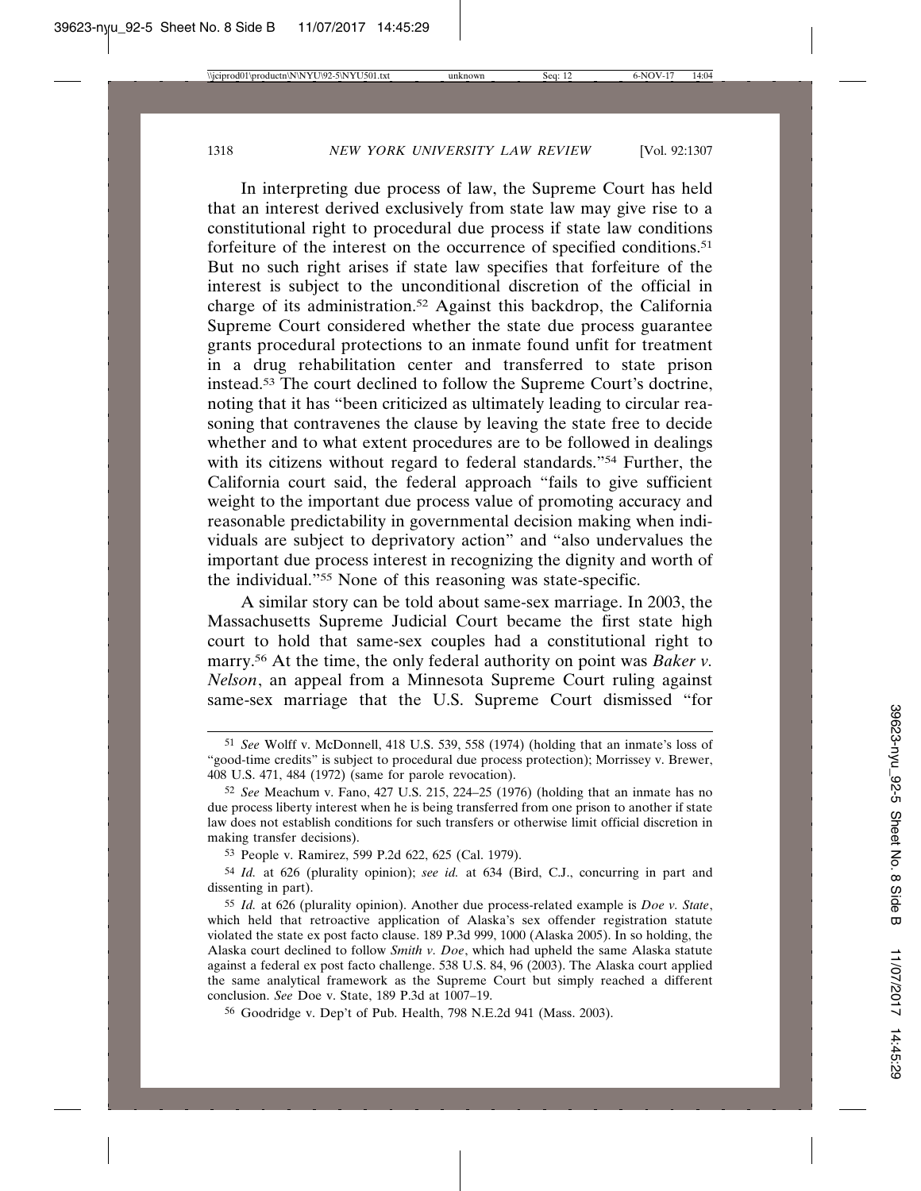In interpreting due process of law, the Supreme Court has held that an interest derived exclusively from state law may give rise to a constitutional right to procedural due process if state law conditions forfeiture of the interest on the occurrence of specified conditions.[51] But no such right arises if state law specifies that forfeiture of the interest is subject to the unconditional discretion of the official in charge of its administration.[52] Against this backdrop, the California Supreme Court considered whether the state due process guarantee grants procedural protections to an inmate found unfit for treatment in a drug rehabilitation center and transferred to state prison instead.[53] The court declined to follow the Supreme Court's doctrine, noting that it has "been criticized as ultimately leading to circular reasoning that contravenes the clause by leaving the state free to decide whether and to what extent procedures are to be followed in dealings with its citizens without regard to federal standards."[54] Further, the California court said, the federal approach "fails to give sufficient weight to the important due process value of promoting accuracy and reasonable predictability in governmental decision making when individuals are subject to deprivatory action" and "also undervalues the important due process interest in recognizing the dignity and worth of the individual."[55] None of this reasoning was state-specific.

A similar story can be told about same-sex marriage. In 2003, the Massachusetts Supreme Judicial Court became the first state high court to hold that same-sex couples had a constitutional right to marry.[56] At the time, the only federal authority on point was *Baker v. Nelson*, an appeal from a Minnesota Supreme Court ruling against same-sex marriage that the U.S. Supreme Court dismissed "for

---

51 *See* Wolff v. McDonnell, 418 U.S. 539, 558 (1974) (holding that an inmate's loss of "good-time credits" is subject to procedural due process protection); Morrissey v. Brewer, 408 U.S. 471, 484 (1972) (same for parole revocation).

52 *See* Meachum v. Fano, 427 U.S. 215, 224–25 (1976) (holding that an inmate has no due process liberty interest when he is being transferred from one prison to another if state law does not establish conditions for such transfers or otherwise limit official discretion in making transfer decisions).

53 People v. Ramirez, 599 P.2d 622, 625 (Cal. 1979).

54 *Id.* at 626 (plurality opinion); *see id.* at 634 (Bird, C.J., concurring in part and dissenting in part).

55 *Id.* at 626 (plurality opinion). Another due process-related example is *Doe v. State*, which held that retroactive application of Alaska's sex offender registration statute violated the state ex post facto clause. 189 P.3d 999, 1000 (Alaska 2005). In so holding, the Alaska court declined to follow *Smith v. Doe*, which had upheld the same Alaska statute against a federal ex post facto challenge. 538 U.S. 84, 96 (2003). The Alaska court applied the same analytical framework as the Supreme Court but simply reached a different conclusion. *See* Doe v. State, 189 P.3d at 1007–19.

56 Goodridge v. Dep't of Pub. Health, 798 N.E.2d 941 (Mass. 2003).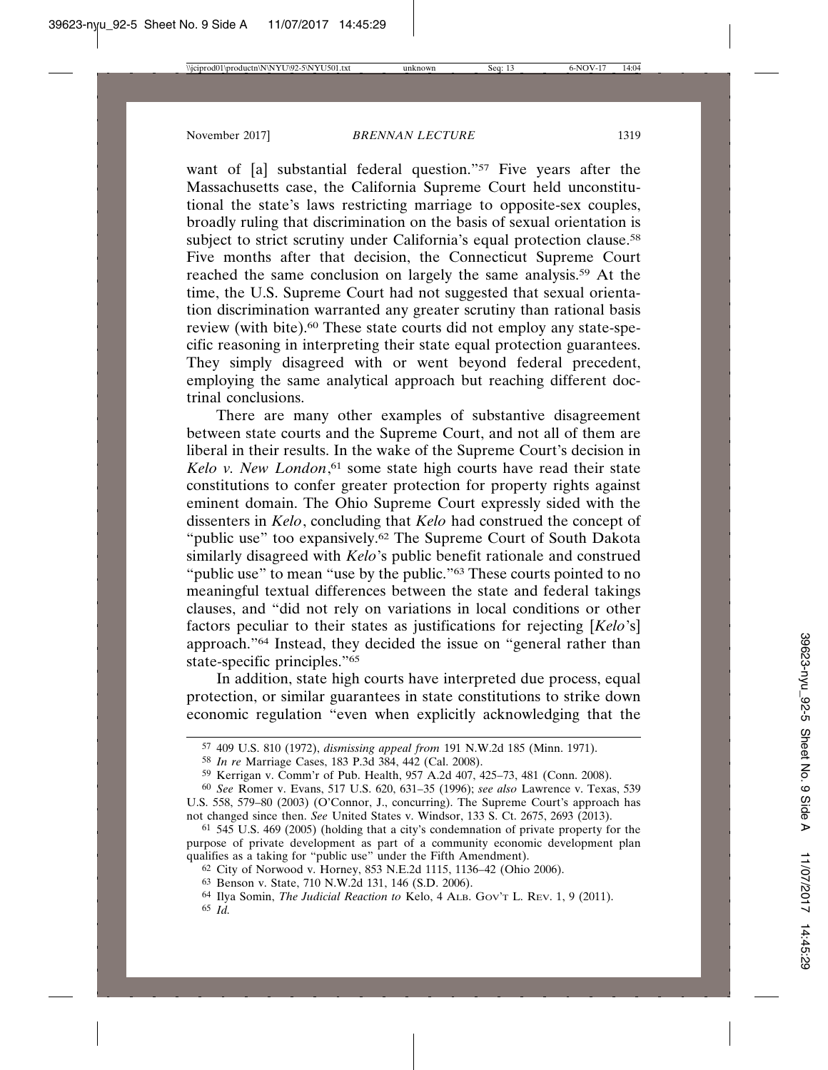want of [a] substantial federal question."[57] Five years after the Massachusetts case, the California Supreme Court held unconstitutional the state's laws restricting marriage to opposite-sex couples, broadly ruling that discrimination on the basis of sexual orientation is subject to strict scrutiny under California's equal protection clause.[58] Five months after that decision, the Connecticut Supreme Court reached the same conclusion on largely the same analysis.[59] At the time, the U.S. Supreme Court had not suggested that sexual orientation discrimination warranted any greater scrutiny than rational basis review (with bite).[60] These state courts did not employ any state-specific reasoning in interpreting their state equal protection guarantees. They simply disagreed with or went beyond federal precedent, employing the same analytical approach but reaching different doctrinal conclusions.

There are many other examples of substantive disagreement between state courts and the Supreme Court, and not all of them are liberal in their results. In the wake of the Supreme Court's decision in *Kelo v. New London*,[61] some state high courts have read their state constitutions to confer greater protection for property rights against eminent domain. The Ohio Supreme Court expressly sided with the dissenters in *Kelo*, concluding that *Kelo* had construed the concept of "public use" too expansively.[62] The Supreme Court of South Dakota similarly disagreed with *Kelo*'s public benefit rationale and construed "public use" to mean "use by the public."[63] These courts pointed to no meaningful textual differences between the state and federal takings clauses, and "did not rely on variations in local conditions or other factors peculiar to their states as justifications for rejecting [*Kelo*'s] approach."[64] Instead, they decided the issue on "general rather than state-specific principles."[65]

In addition, state high courts have interpreted due process, equal protection, or similar guarantees in state constitutions to strike down economic regulation "even when explicitly acknowledging that the

---

57 409 U.S. 810 (1972), *dismissing appeal from* 191 N.W.2d 185 (Minn. 1971).

58 *In re* Marriage Cases, 183 P.3d 384, 442 (Cal. 2008).

59 Kerrigan v. Comm'r of Pub. Health, 957 A.2d 407, 425–73, 481 (Conn. 2008).

60 *See* Romer v. Evans, 517 U.S. 620, 631–35 (1996); *see also* Lawrence v. Texas, 539 U.S. 558, 579–80 (2003) (O'Connor, J., concurring). The Supreme Court's approach has not changed since then. *See* United States v. Windsor, 133 S. Ct. 2675, 2693 (2013).

61 545 U.S. 469 (2005) (holding that a city's condemnation of private property for the purpose of private development as part of a community economic development plan qualifies as a taking for "public use" under the Fifth Amendment).

62 City of Norwood v. Horney, 853 N.E.2d 1115, 1136–42 (Ohio 2006).

63 Benson v. State, 710 N.W.2d 131, 146 (S.D. 2006).

64 Ilya Somin, *The Judicial Reaction to* Kelo, 4 ALB. GOV'T L. REV. 1, 9 (2011).

65 *Id.*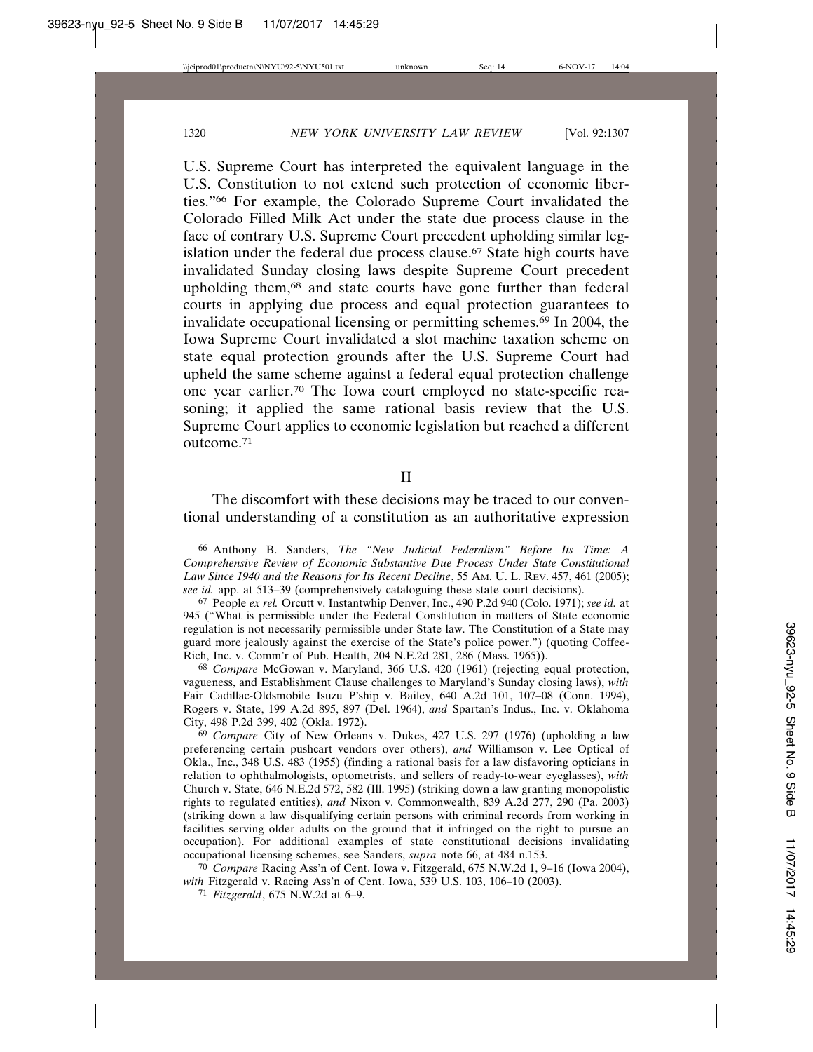U.S. Supreme Court has interpreted the equivalent language in the U.S. Constitution to not extend such protection of economic liberties."[66] For example, the Colorado Supreme Court invalidated the Colorado Filled Milk Act under the state due process clause in the face of contrary U.S. Supreme Court precedent upholding similar legislation under the federal due process clause.[67] State high courts have invalidated Sunday closing laws despite Supreme Court precedent upholding them,[68] and state courts have gone further than federal courts in applying due process and equal protection guarantees to invalidate occupational licensing or permitting schemes.[69] In 2004, the Iowa Supreme Court invalidated a slot machine taxation scheme on state equal protection grounds after the U.S. Supreme Court had upheld the same scheme against a federal equal protection challenge one year earlier.[70] The Iowa court employed no state-specific reasoning; it applied the same rational basis review that the U.S. Supreme Court applies to economic legislation but reached a different outcome.[71]

## II

The discomfort with these decisions may be traced to our conventional understanding of a constitution as an authoritative expression

---

[66] Anthony B. Sanders, *The "New Judicial Federalism" Before Its Time: A Comprehensive Review of Economic Substantive Due Process Under State Constitutional Law Since 1940 and the Reasons for Its Recent Decline*, 55 Am. U. L. Rev. 457, 461 (2005); *see id.* app. at 513–39 (comprehensively cataloguing these state court decisions).

[67] People *ex rel.* Orcutt v. Instantwhip Denver, Inc., 490 P.2d 940 (Colo. 1971); *see id.* at 945 ("What is permissible under the Federal Constitution in matters of State economic regulation is not necessarily permissible under State law. The Constitution of a State may guard more jealously against the exercise of the State's police power.") (quoting Coffee-Rich, Inc. v. Comm'r of Pub. Health, 204 N.E.2d 281, 286 (Mass. 1965)).

[68] *Compare* McGowan v. Maryland, 366 U.S. 420 (1961) (rejecting equal protection, vagueness, and Establishment Clause challenges to Maryland's Sunday closing laws), *with* Fair Cadillac-Oldsmobile Isuzu P'ship v. Bailey, 640 A.2d 101, 107–08 (Conn. 1994), Rogers v. State, 199 A.2d 895, 897 (Del. 1964), *and* Spartan's Indus., Inc. v. Oklahoma City, 498 P.2d 399, 402 (Okla. 1972).

[69] *Compare* City of New Orleans v. Dukes, 427 U.S. 297 (1976) (upholding a law preferencing certain pushcart vendors over others), *and* Williamson v. Lee Optical of Okla., Inc., 348 U.S. 483 (1955) (finding a rational basis for a law disfavoring opticians in relation to ophthalmologists, optometrists, and sellers of ready-to-wear eyeglasses), *with* Church v. State, 646 N.E.2d 572, 582 (Ill. 1995) (striking down a law granting monopolistic rights to regulated entities), *and* Nixon v. Commonwealth, 839 A.2d 277, 290 (Pa. 2003) (striking down a law disqualifying certain persons with criminal records from working in facilities serving older adults on the ground that it infringed on the right to pursue an occupation). For additional examples of state constitutional decisions invalidating occupational licensing schemes, see Sanders, *supra* note 66, at 484 n.153.

[70] *Compare* Racing Ass'n of Cent. Iowa v. Fitzgerald, 675 N.W.2d 1, 9–16 (Iowa 2004), *with* Fitzgerald v. Racing Ass'n of Cent. Iowa, 539 U.S. 103, 106–10 (2003).

[71] *Fitzgerald*, 675 N.W.2d at 6–9.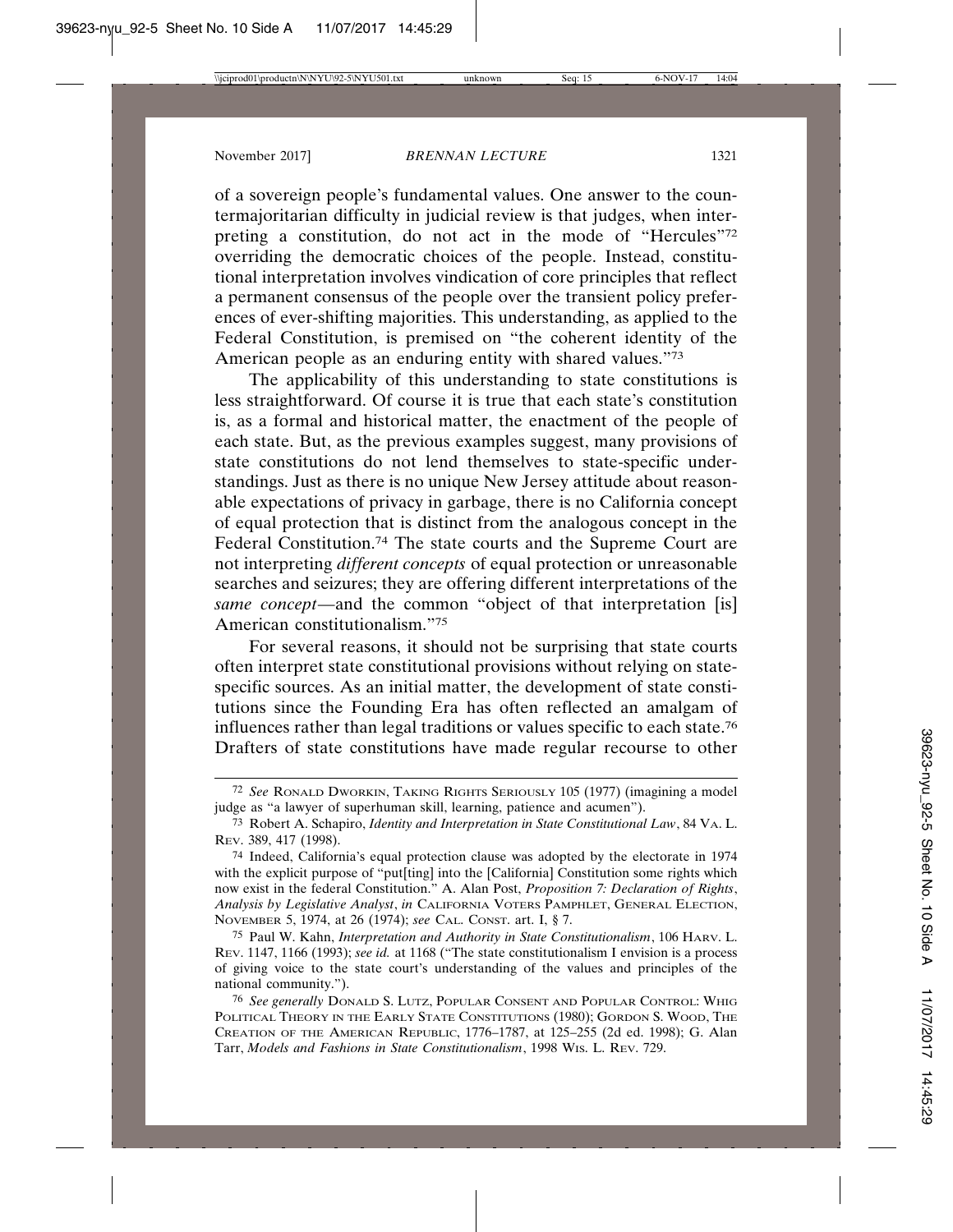of a sovereign people's fundamental values. One answer to the countermajoritarian difficulty in judicial review is that judges, when interpreting a constitution, do not act in the mode of "Hercules"[72] overriding the democratic choices of the people. Instead, constitutional interpretation involves vindication of core principles that reflect a permanent consensus of the people over the transient policy preferences of ever-shifting majorities. This understanding, as applied to the Federal Constitution, is premised on "the coherent identity of the American people as an enduring entity with shared values."[73]

The applicability of this understanding to state constitutions is less straightforward. Of course it is true that each state's constitution is, as a formal and historical matter, the enactment of the people of each state. But, as the previous examples suggest, many provisions of state constitutions do not lend themselves to state-specific understandings. Just as there is no unique New Jersey attitude about reasonable expectations of privacy in garbage, there is no California concept of equal protection that is distinct from the analogous concept in the Federal Constitution.[74] The state courts and the Supreme Court are not interpreting *different concepts* of equal protection or unreasonable searches and seizures; they are offering different interpretations of the *same concept*—and the common "object of that interpretation [is] American constitutionalism."[75]

For several reasons, it should not be surprising that state courts often interpret state constitutional provisions without relying on state-specific sources. As an initial matter, the development of state constitutions since the Founding Era has often reflected an amalgam of influences rather than legal traditions or values specific to each state.[76] Drafters of state constitutions have made regular recourse to other

---

[72] *See* Ronald Dworkin, Taking Rights Seriously 105 (1977) (imagining a model judge as "a lawyer of superhuman skill, learning, patience and acumen").

[73] Robert A. Schapiro, *Identity and Interpretation in State Constitutional Law*, 84 Va. L. Rev. 389, 417 (1998).

[74] Indeed, California's equal protection clause was adopted by the electorate in 1974 with the explicit purpose of "put[ting] into the [California] Constitution some rights which now exist in the federal Constitution." A. Alan Post, *Proposition 7: Declaration of Rights*, *Analysis by Legislative Analyst*, *in* California Voters Pamphlet, General Election, November 5, 1974, at 26 (1974); *see* Cal. Const. art. I, § 7.

[75] Paul W. Kahn, *Interpretation and Authority in State Constitutionalism*, 106 Harv. L. Rev. 1147, 1166 (1993); *see id.* at 1168 ("The state constitutionalism I envision is a process of giving voice to the state court's understanding of the values and principles of the national community.").

[76] *See generally* Donald S. Lutz, Popular Consent and Popular Control: Whig Political Theory in the Early State Constitutions (1980); Gordon S. Wood, The Creation of the American Republic, 1776–1787, at 125–255 (2d ed. 1998); G. Alan Tarr, *Models and Fashions in State Constitutionalism*, 1998 Wis. L. Rev. 729.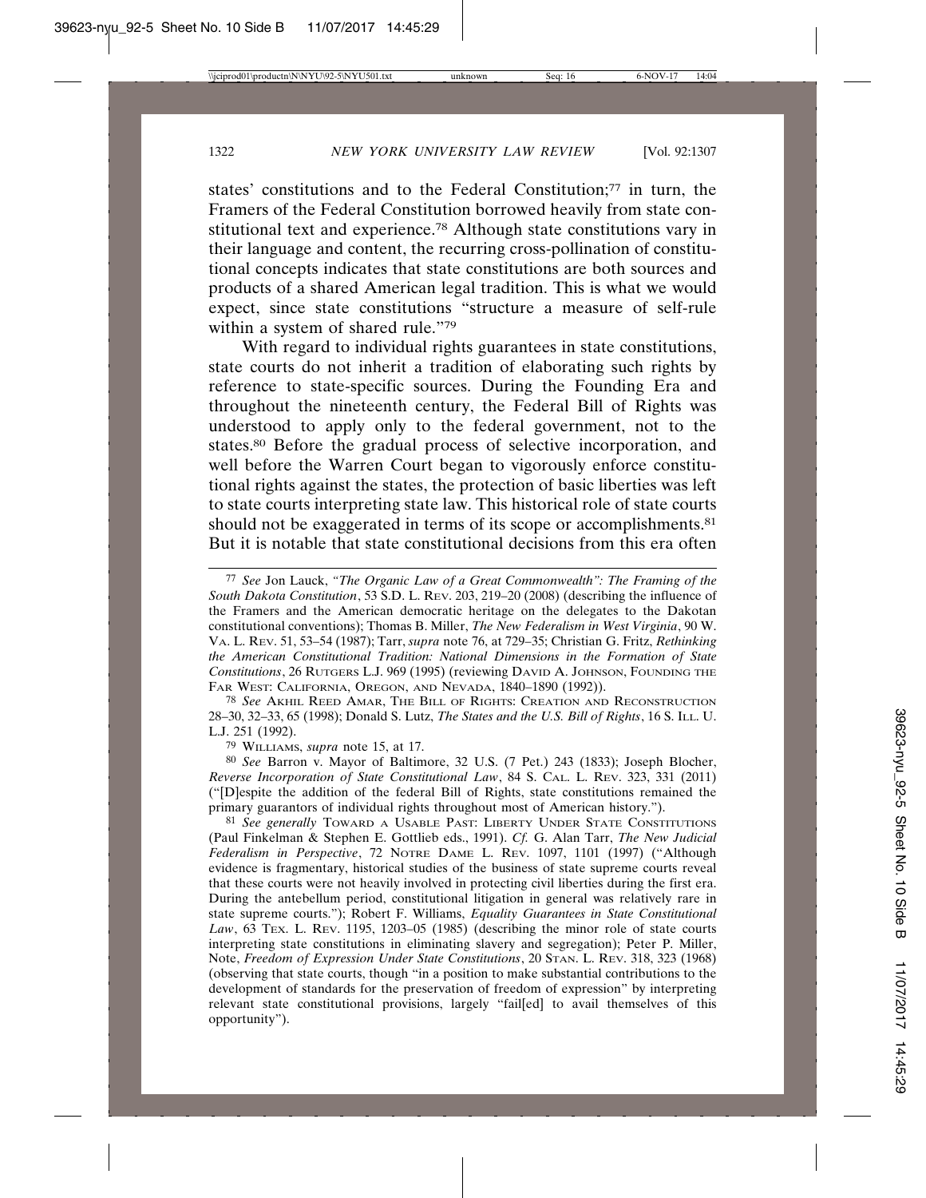states' constitutions and to the Federal Constitution;[77] in turn, the Framers of the Federal Constitution borrowed heavily from state constitutional text and experience.[78] Although state constitutions vary in their language and content, the recurring cross-pollination of constitutional concepts indicates that state constitutions are both sources and products of a shared American legal tradition. This is what we would expect, since state constitutions "structure a measure of self-rule within a system of shared rule."[79]

With regard to individual rights guarantees in state constitutions, state courts do not inherit a tradition of elaborating such rights by reference to state-specific sources. During the Founding Era and throughout the nineteenth century, the Federal Bill of Rights was understood to apply only to the federal government, not to the states.[80] Before the gradual process of selective incorporation, and well before the Warren Court began to vigorously enforce constitutional rights against the states, the protection of basic liberties was left to state courts interpreting state law. This historical role of state courts should not be exaggerated in terms of its scope or accomplishments.[81] But it is notable that state constitutional decisions from this era often

---

[77] *See* Jon Lauck, *"The Organic Law of a Great Commonwealth": The Framing of the South Dakota Constitution*, 53 S.D. L. REV. 203, 219–20 (2008) (describing the influence of the Framers and the American democratic heritage on the delegates to the Dakotan constitutional conventions); Thomas B. Miller, *The New Federalism in West Virginia*, 90 W. VA. L. REV. 51, 53–54 (1987); Tarr, *supra* note 76, at 729–35; Christian G. Fritz, *Rethinking the American Constitutional Tradition: National Dimensions in the Formation of State Constitutions*, 26 RUTGERS L.J. 969 (1995) (reviewing DAVID A. JOHNSON, FOUNDING THE FAR WEST: CALIFORNIA, OREGON, AND NEVADA, 1840–1890 (1992)).

[78] *See* AKHIL REED AMAR, THE BILL OF RIGHTS: CREATION AND RECONSTRUCTION 28–30, 32–33, 65 (1998); Donald S. Lutz, *The States and the U.S. Bill of Rights*, 16 S. ILL. U. L.J. 251 (1992).

[79] WILLIAMS, *supra* note 15, at 17.

[80] *See* Barron v. Mayor of Baltimore, 32 U.S. (7 Pet.) 243 (1833); Joseph Blocher, *Reverse Incorporation of State Constitutional Law*, 84 S. CAL. L. REV. 323, 331 (2011) ("[D]espite the addition of the federal Bill of Rights, state constitutions remained the primary guarantors of individual rights throughout most of American history.").

[81] *See generally* TOWARD A USABLE PAST: LIBERTY UNDER STATE CONSTITUTIONS (Paul Finkelman & Stephen E. Gottlieb eds., 1991). *Cf.* G. Alan Tarr, *The New Judicial Federalism in Perspective*, 72 NOTRE DAME L. REV. 1097, 1101 (1997) ("Although evidence is fragmentary, historical studies of the business of state supreme courts reveal that these courts were not heavily involved in protecting civil liberties during the first era. During the antebellum period, constitutional litigation in general was relatively rare in state supreme courts."); Robert F. Williams, *Equality Guarantees in State Constitutional Law*, 63 TEX. L. REV. 1195, 1203–05 (1985) (describing the minor role of state courts interpreting state constitutions in eliminating slavery and segregation); Peter P. Miller, Note, *Freedom of Expression Under State Constitutions*, 20 STAN. L. REV. 318, 323 (1968) (observing that state courts, though "in a position to make substantial contributions to the development of standards for the preservation of freedom of expression" by interpreting relevant state constitutional provisions, largely "fail[ed] to avail themselves of this opportunity").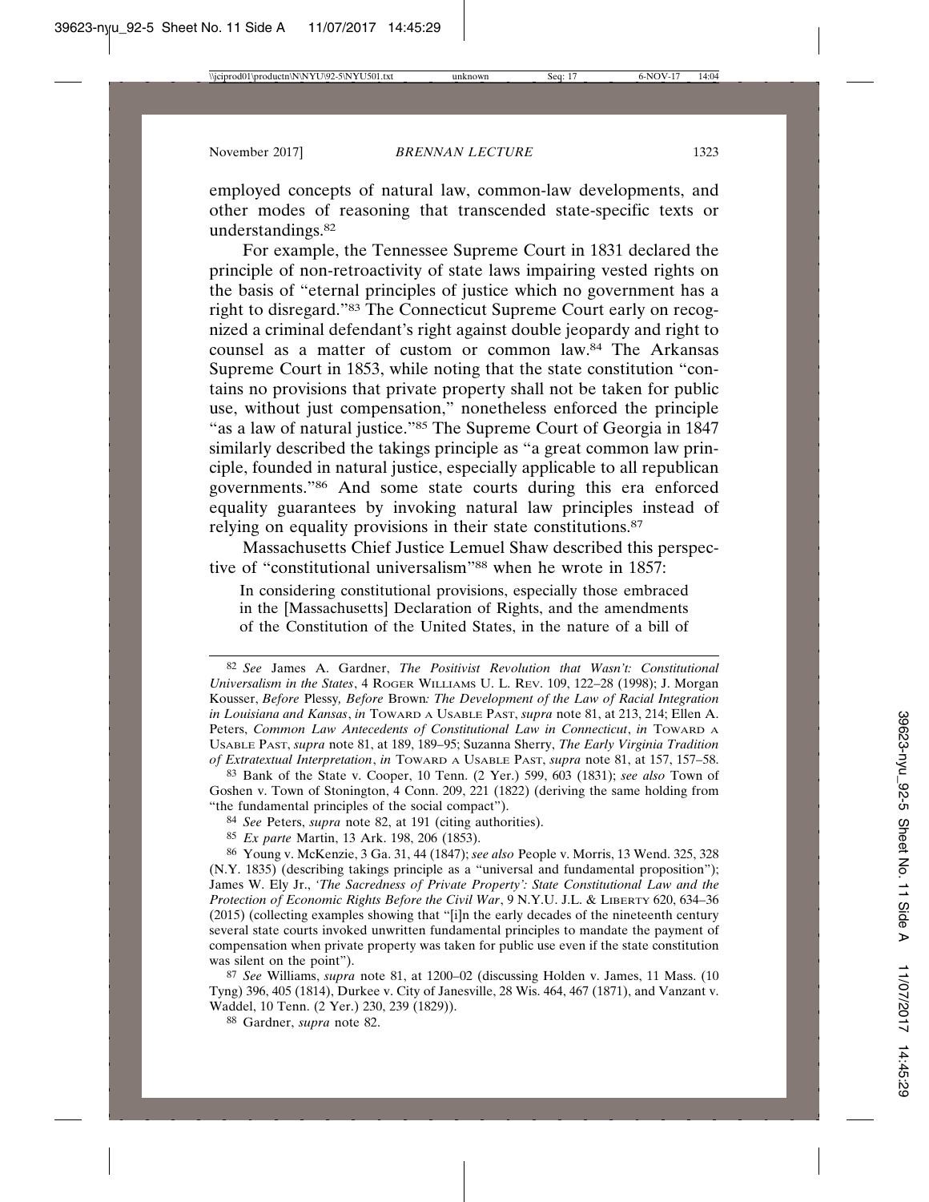employed concepts of natural law, common-law developments, and other modes of reasoning that transcended state-specific texts or understandings.[82]

For example, the Tennessee Supreme Court in 1831 declared the principle of non-retroactivity of state laws impairing vested rights on the basis of "eternal principles of justice which no government has a right to disregard."[83] The Connecticut Supreme Court early on recognized a criminal defendant's right against double jeopardy and right to counsel as a matter of custom or common law.[84] The Arkansas Supreme Court in 1853, while noting that the state constitution "contains no provisions that private property shall not be taken for public use, without just compensation," nonetheless enforced the principle "as a law of natural justice."[85] The Supreme Court of Georgia in 1847 similarly described the takings principle as "a great common law principle, founded in natural justice, especially applicable to all republican governments."[86] And some state courts during this era enforced equality guarantees by invoking natural law principles instead of relying on equality provisions in their state constitutions.[87]

Massachusetts Chief Justice Lemuel Shaw described this perspective of "constitutional universalism"[88] when he wrote in 1857:

> In considering constitutional provisions, especially those embraced in the [Massachusetts] Declaration of Rights, and the amendments of the Constitution of the United States, in the nature of a bill of

---

[82] *See* James A. Gardner, *The Positivist Revolution that Wasn't: Constitutional Universalism in the States*, 4 Roger Williams U. L. Rev. 109, 122–28 (1998); J. Morgan Kousser, *Before* Plessy*, Before* Brown*: The Development of the Law of Racial Integration in Louisiana and Kansas*, *in* Toward a Usable Past, *supra* note 81, at 213, 214; Ellen A. Peters, *Common Law Antecedents of Constitutional Law in Connecticut*, *in* Toward a Usable Past, *supra* note 81, at 189, 189–95; Suzanna Sherry, *The Early Virginia Tradition of Extratextual Interpretation*, *in* Toward a Usable Past, *supra* note 81, at 157, 157–58.

[83] Bank of the State v. Cooper, 10 Tenn. (2 Yer.) 599, 603 (1831); *see also* Town of Goshen v. Town of Stonington, 4 Conn. 209, 221 (1822) (deriving the same holding from "the fundamental principles of the social compact").

[84] *See* Peters, *supra* note 82, at 191 (citing authorities).

[85] *Ex parte* Martin, 13 Ark. 198, 206 (1853).

[86] Young v. McKenzie, 3 Ga. 31, 44 (1847); *see also* People v. Morris, 13 Wend. 325, 328 (N.Y. 1835) (describing takings principle as a "universal and fundamental proposition"); James W. Ely Jr., *'The Sacredness of Private Property': State Constitutional Law and the Protection of Economic Rights Before the Civil War*, 9 N.Y.U. J.L. & Liberty 620, 634–36 (2015) (collecting examples showing that "[i]n the early decades of the nineteenth century several state courts invoked unwritten fundamental principles to mandate the payment of compensation when private property was taken for public use even if the state constitution was silent on the point").

[87] *See* Williams, *supra* note 81, at 1200–02 (discussing Holden v. James, 11 Mass. (10 Tyng) 396, 405 (1814), Durkee v. City of Janesville, 28 Wis. 464, 467 (1871), and Vanzant v. Waddel, 10 Tenn. (2 Yer.) 230, 239 (1829)).

[88] Gardner, *supra* note 82.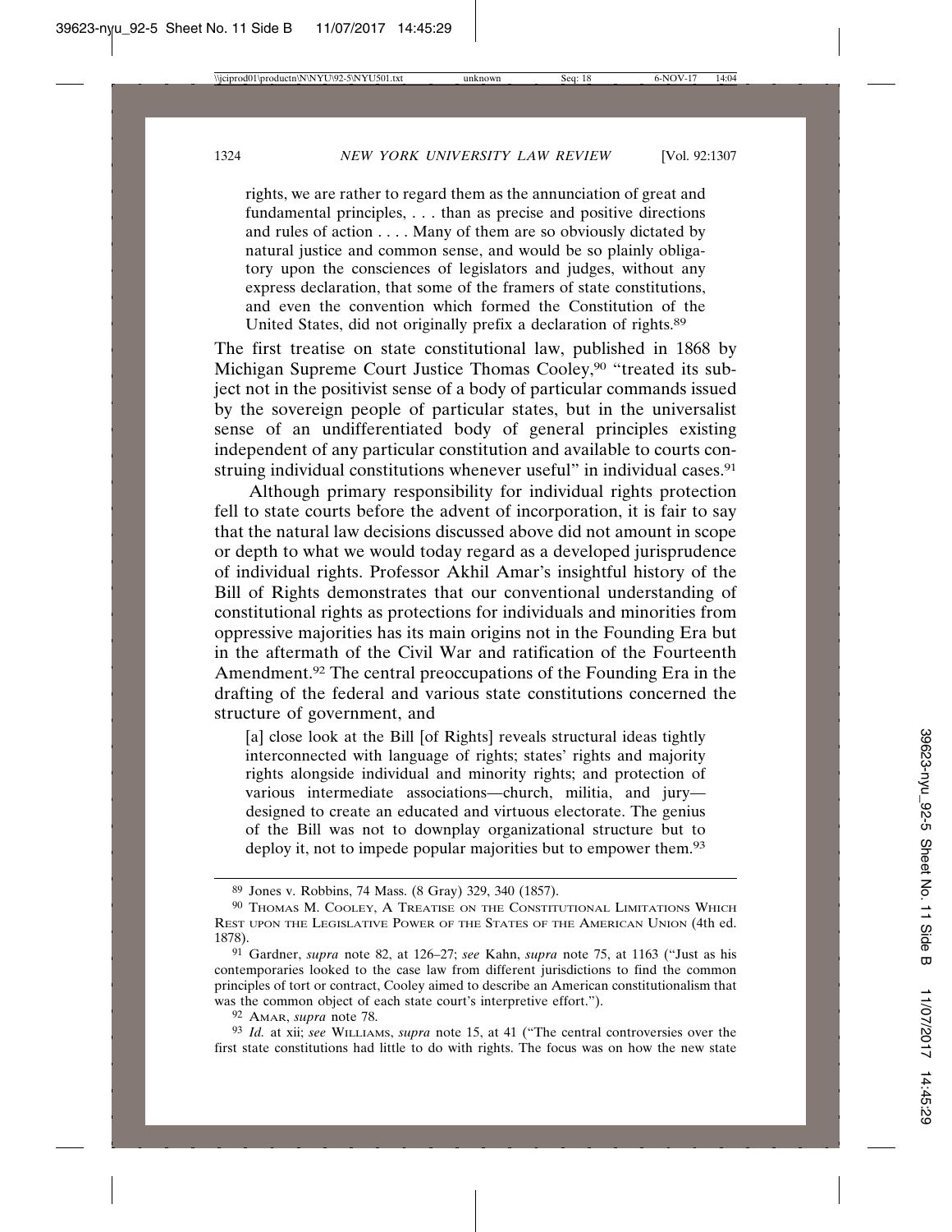> rights, we are rather to regard them as the annunciation of great and fundamental principles, . . . than as precise and positive directions and rules of action . . . . Many of them are so obviously dictated by natural justice and common sense, and would be so plainly obligatory upon the consciences of legislators and judges, without any express declaration, that some of the framers of state constitutions, and even the convention which formed the Constitution of the United States, did not originally prefix a declaration of rights.[89]

The first treatise on state constitutional law, published in 1868 by Michigan Supreme Court Justice Thomas Cooley,[90] "treated its subject not in the positivist sense of a body of particular commands issued by the sovereign people of particular states, but in the universalist sense of an undifferentiated body of general principles existing independent of any particular constitution and available to courts construing individual constitutions whenever useful" in individual cases.[91]

Although primary responsibility for individual rights protection fell to state courts before the advent of incorporation, it is fair to say that the natural law decisions discussed above did not amount in scope or depth to what we would today regard as a developed jurisprudence of individual rights. Professor Akhil Amar's insightful history of the Bill of Rights demonstrates that our conventional understanding of constitutional rights as protections for individuals and minorities from oppressive majorities has its main origins not in the Founding Era but in the aftermath of the Civil War and ratification of the Fourteenth Amendment.[92] The central preoccupations of the Founding Era in the drafting of the federal and various state constitutions concerned the structure of government, and

> [a] close look at the Bill [of Rights] reveals structural ideas tightly interconnected with language of rights; states' rights and majority rights alongside individual and minority rights; and protection of various intermediate associations—church, militia, and jury—designed to create an educated and virtuous electorate. The genius of the Bill was not to downplay organizational structure but to deploy it, not to impede popular majorities but to empower them.[93]

---

89 Jones v. Robbins, 74 Mass. (8 Gray) 329, 340 (1857).

90 Thomas M. Cooley, A Treatise on the Constitutional Limitations Which Rest upon the Legislative Power of the States of the American Union (4th ed. 1878).

91 Gardner, *supra* note 82, at 126–27; *see* Kahn, *supra* note 75, at 1163 ("Just as his contemporaries looked to the case law from different jurisdictions to find the common principles of tort or contract, Cooley aimed to describe an American constitutionalism that was the common object of each state court's interpretive effort.").

92 Amar, *supra* note 78.

93 *Id.* at xii; *see* Williams, *supra* note 15, at 41 ("The central controversies over the first state constitutions had little to do with rights. The focus was on how the new state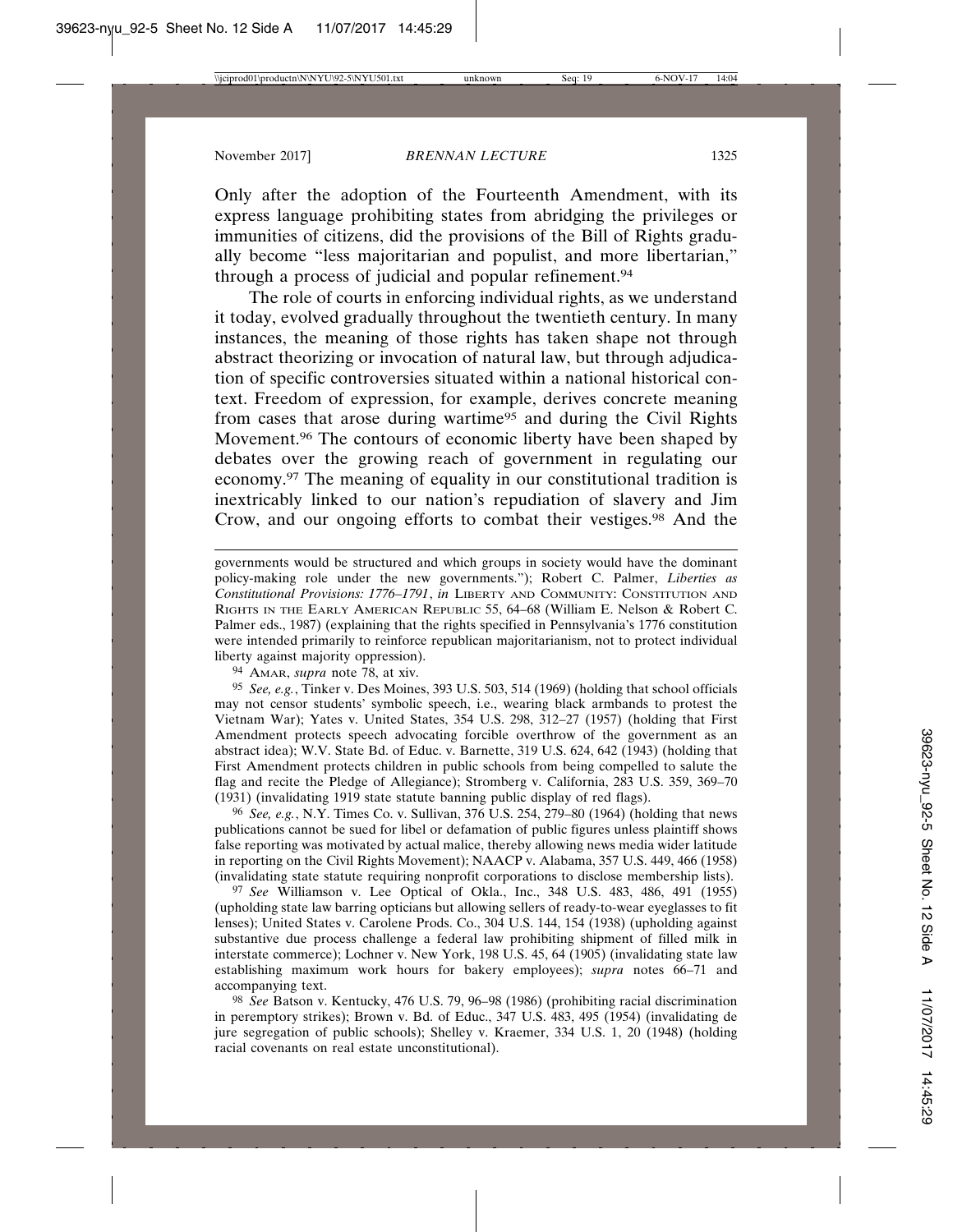Only after the adoption of the Fourteenth Amendment, with its express language prohibiting states from abridging the privileges or immunities of citizens, did the provisions of the Bill of Rights gradually become "less majoritarian and populist, and more libertarian," through a process of judicial and popular refinement.[94]

The role of courts in enforcing individual rights, as we understand it today, evolved gradually throughout the twentieth century. In many instances, the meaning of those rights has taken shape not through abstract theorizing or invocation of natural law, but through adjudication of specific controversies situated within a national historical context. Freedom of expression, for example, derives concrete meaning from cases that arose during wartime[95] and during the Civil Rights Movement.[96] The contours of economic liberty have been shaped by debates over the growing reach of government in regulating our economy.[97] The meaning of equality in our constitutional tradition is inextricably linked to our nation's repudiation of slavery and Jim Crow, and our ongoing efforts to combat their vestiges.[98] And the

---

governments would be structured and which groups in society would have the dominant policy-making role under the new governments."); Robert C. Palmer, *Liberties as Constitutional Provisions: 1776–1791*, *in* LIBERTY AND COMMUNITY: CONSTITUTION AND RIGHTS IN THE EARLY AMERICAN REPUBLIC 55, 64–68 (William E. Nelson & Robert C. Palmer eds., 1987) (explaining that the rights specified in Pennsylvania's 1776 constitution were intended primarily to reinforce republican majoritarianism, not to protect individual liberty against majority oppression).

94 AMAR, *supra* note 78, at xiv.

95 *See, e.g.*, Tinker v. Des Moines, 393 U.S. 503, 514 (1969) (holding that school officials may not censor students' symbolic speech, i.e., wearing black armbands to protest the Vietnam War); Yates v. United States, 354 U.S. 298, 312–27 (1957) (holding that First Amendment protects speech advocating forcible overthrow of the government as an abstract idea); W.V. State Bd. of Educ. v. Barnette, 319 U.S. 624, 642 (1943) (holding that First Amendment protects children in public schools from being compelled to salute the flag and recite the Pledge of Allegiance); Stromberg v. California, 283 U.S. 359, 369–70 (1931) (invalidating 1919 state statute banning public display of red flags).

96 *See, e.g.*, N.Y. Times Co. v. Sullivan, 376 U.S. 254, 279–80 (1964) (holding that news publications cannot be sued for libel or defamation of public figures unless plaintiff shows false reporting was motivated by actual malice, thereby allowing news media wider latitude in reporting on the Civil Rights Movement); NAACP v. Alabama, 357 U.S. 449, 466 (1958) (invalidating state statute requiring nonprofit corporations to disclose membership lists).

97 *See* Williamson v. Lee Optical of Okla., Inc., 348 U.S. 483, 486, 491 (1955) (upholding state law barring opticians but allowing sellers of ready-to-wear eyeglasses to fit lenses); United States v. Carolene Prods. Co., 304 U.S. 144, 154 (1938) (upholding against substantive due process challenge a federal law prohibiting shipment of filled milk in interstate commerce); Lochner v. New York, 198 U.S. 45, 64 (1905) (invalidating state law establishing maximum work hours for bakery employees); *supra* notes 66–71 and accompanying text.

98 *See* Batson v. Kentucky, 476 U.S. 79, 96–98 (1986) (prohibiting racial discrimination in peremptory strikes); Brown v. Bd. of Educ., 347 U.S. 483, 495 (1954) (invalidating de jure segregation of public schools); Shelley v. Kraemer, 334 U.S. 1, 20 (1948) (holding racial covenants on real estate unconstitutional).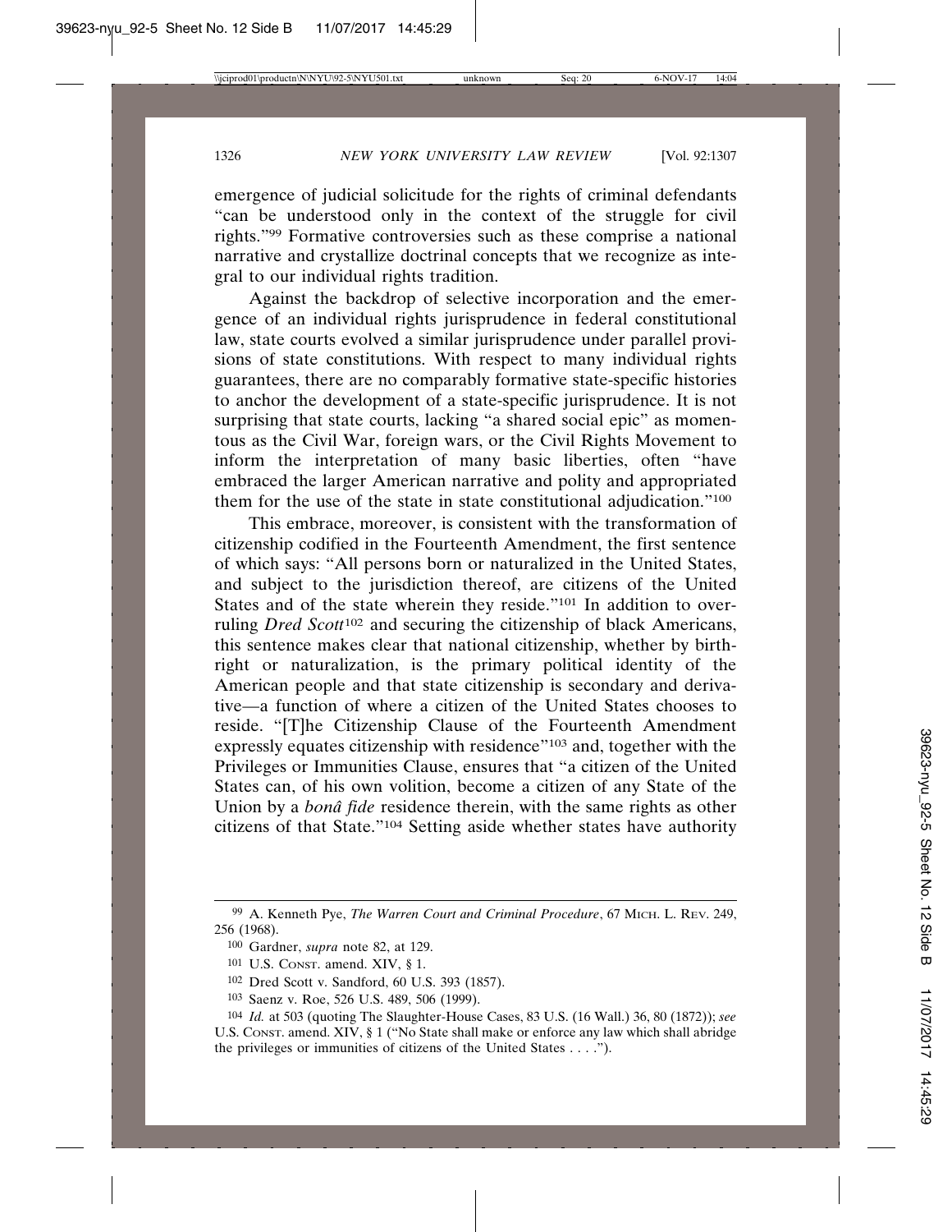emergence of judicial solicitude for the rights of criminal defendants "can be understood only in the context of the struggle for civil rights."[99] Formative controversies such as these comprise a national narrative and crystallize doctrinal concepts that we recognize as integral to our individual rights tradition.

Against the backdrop of selective incorporation and the emergence of an individual rights jurisprudence in federal constitutional law, state courts evolved a similar jurisprudence under parallel provisions of state constitutions. With respect to many individual rights guarantees, there are no comparably formative state-specific histories to anchor the development of a state-specific jurisprudence. It is not surprising that state courts, lacking "a shared social epic" as momentous as the Civil War, foreign wars, or the Civil Rights Movement to inform the interpretation of many basic liberties, often "have embraced the larger American narrative and polity and appropriated them for the use of the state in state constitutional adjudication."[100]

This embrace, moreover, is consistent with the transformation of citizenship codified in the Fourteenth Amendment, the first sentence of which says: "All persons born or naturalized in the United States, and subject to the jurisdiction thereof, are citizens of the United States and of the state wherein they reside."[101] In addition to overruling *Dred Scott*[102] and securing the citizenship of black Americans, this sentence makes clear that national citizenship, whether by birthright or naturalization, is the primary political identity of the American people and that state citizenship is secondary and derivative—a function of where a citizen of the United States chooses to reside. "[T]he Citizenship Clause of the Fourteenth Amendment expressly equates citizenship with residence"[103] and, together with the Privileges or Immunities Clause, ensures that "a citizen of the United States can, of his own volition, become a citizen of any State of the Union by a *bonâ fide* residence therein, with the same rights as other citizens of that State."[104] Setting aside whether states have authority

---

[99] A. Kenneth Pye, *The Warren Court and Criminal Procedure*, 67 MICH. L. REV. 249, 256 (1968).

[100] Gardner, *supra* note 82, at 129.

[101] U.S. CONST. amend. XIV, § 1.

[102] Dred Scott v. Sandford, 60 U.S. 393 (1857).

[103] Saenz v. Roe, 526 U.S. 489, 506 (1999).

[104] *Id.* at 503 (quoting The Slaughter-House Cases, 83 U.S. (16 Wall.) 36, 80 (1872)); *see* U.S. CONST. amend. XIV, § 1 ("No State shall make or enforce any law which shall abridge the privileges or immunities of citizens of the United States . . . .").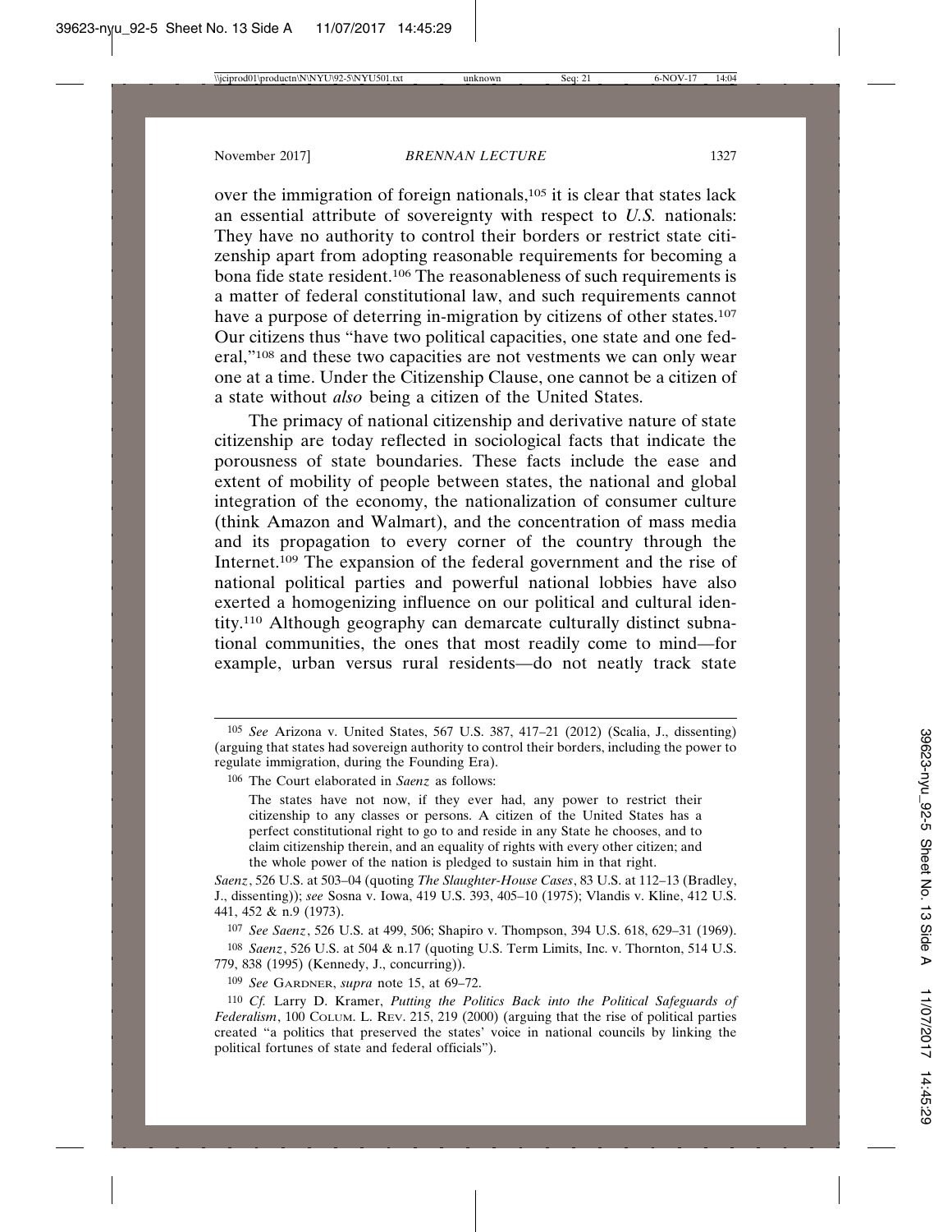over the immigration of foreign nationals,[105] it is clear that states lack an essential attribute of sovereignty with respect to *U.S.* nationals: They have no authority to control their borders or restrict state citizenship apart from adopting reasonable requirements for becoming a bona fide state resident.[106] The reasonableness of such requirements is a matter of federal constitutional law, and such requirements cannot have a purpose of deterring in-migration by citizens of other states.[107] Our citizens thus "have two political capacities, one state and one federal,"[108] and these two capacities are not vestments we can only wear one at a time. Under the Citizenship Clause, one cannot be a citizen of a state without *also* being a citizen of the United States.

The primacy of national citizenship and derivative nature of state citizenship are today reflected in sociological facts that indicate the porousness of state boundaries. These facts include the ease and extent of mobility of people between states, the national and global integration of the economy, the nationalization of consumer culture (think Amazon and Walmart), and the concentration of mass media and its propagation to every corner of the country through the Internet.[109] The expansion of the federal government and the rise of national political parties and powerful national lobbies have also exerted a homogenizing influence on our political and cultural identity.[110] Although geography can demarcate culturally distinct subnational communities, the ones that most readily come to mind—for example, urban versus rural residents—do not neatly track state

---

[105] *See* Arizona v. United States, 567 U.S. 387, 417–21 (2012) (Scalia, J., dissenting) (arguing that states had sovereign authority to control their borders, including the power to regulate immigration, during the Founding Era).

[106] The Court elaborated in *Saenz* as follows:

> The states have not now, if they ever had, any power to restrict their citizenship to any classes or persons. A citizen of the United States has a perfect constitutional right to go to and reside in any State he chooses, and to claim citizenship therein, and an equality of rights with every other citizen; and the whole power of the nation is pledged to sustain him in that right.

*Saenz*, 526 U.S. at 503–04 (quoting *The Slaughter-House Cases*, 83 U.S. at 112–13 (Bradley, J., dissenting)); *see* Sosna v. Iowa, 419 U.S. 393, 405–10 (1975); Vlandis v. Kline, 412 U.S. 441, 452 & n.9 (1973).

[107] *See Saenz*, 526 U.S. at 499, 506; Shapiro v. Thompson, 394 U.S. 618, 629–31 (1969).

[108] *Saenz*, 526 U.S. at 504 & n.17 (quoting U.S. Term Limits, Inc. v. Thornton, 514 U.S. 779, 838 (1995) (Kennedy, J., concurring)).

[109] *See* GARDNER, *supra* note 15, at 69–72.

[110] *Cf.* Larry D. Kramer, *Putting the Politics Back into the Political Safeguards of Federalism*, 100 COLUM. L. REV. 215, 219 (2000) (arguing that the rise of political parties created "a politics that preserved the states' voice in national councils by linking the political fortunes of state and federal officials").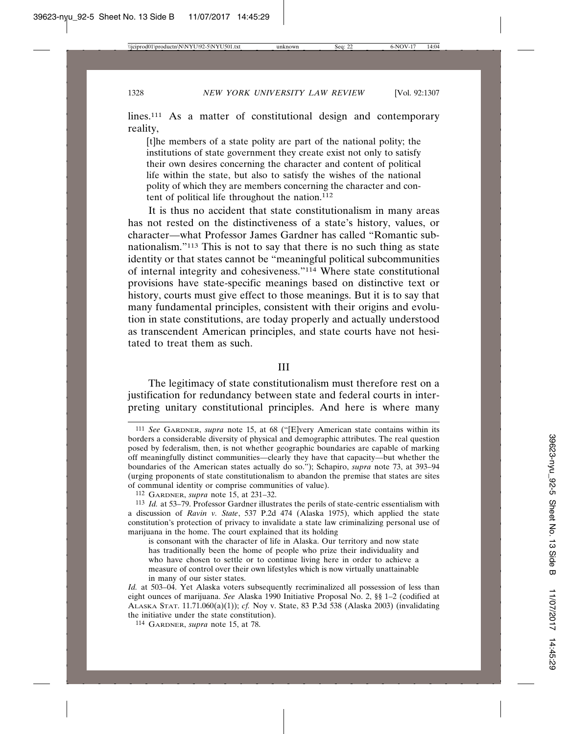lines.[111] As a matter of constitutional design and contemporary reality,

> [t]he members of a state polity are part of the national polity; the institutions of state government they create exist not only to satisfy their own desires concerning the character and content of political life within the state, but also to satisfy the wishes of the national polity of which they are members concerning the character and content of political life throughout the nation.[112]

It is thus no accident that state constitutionalism in many areas has not rested on the distinctiveness of a state's history, values, or character—what Professor James Gardner has called "Romantic subnationalism."[113] This is not to say that there is no such thing as state identity or that states cannot be "meaningful political subcommunities of internal integrity and cohesiveness."[114] Where state constitutional provisions have state-specific meanings based on distinctive text or history, courts must give effect to those meanings. But it is to say that many fundamental principles, consistent with their origins and evolution in state constitutions, are today properly and actually understood as transcendent American principles, and state courts have not hesitated to treat them as such.

## III

The legitimacy of state constitutionalism must therefore rest on a justification for redundancy between state and federal courts in interpreting unitary constitutional principles. And here is where many

---

[111] *See* GARDNER, *supra* note 15, at 68 ("[E]very American state contains within its borders a considerable diversity of physical and demographic attributes. The real question posed by federalism, then, is not whether geographic boundaries are capable of marking off meaningfully distinct communities—clearly they have that capacity—but whether the boundaries of the American states actually do so."); Schapiro, *supra* note 73, at 393–94 (urging proponents of state constitutionalism to abandon the premise that states are sites of communal identity or comprise communities of value).

[112] GARDNER, *supra* note 15, at 231–32.

[113] *Id.* at 53–79. Professor Gardner illustrates the perils of state-centric essentialism with a discussion of *Ravin v. State*, 537 P.2d 474 (Alaska 1975), which applied the state constitution's protection of privacy to invalidate a state law criminalizing personal use of marijuana in the home. The court explained that its holding

> is consonant with the character of life in Alaska. Our territory and now state has traditionally been the home of people who prize their individuality and who have chosen to settle or to continue living here in order to achieve a measure of control over their own lifestyles which is now virtually unattainable in many of our sister states.

*Id.* at 503–04. Yet Alaska voters subsequently recriminalized all possession of less than eight ounces of marijuana. *See* Alaska 1990 Initiative Proposal No. 2, §§ 1–2 (codified at ALASKA STAT. 11.71.060(a)(1)); *cf.* Noy v. State, 83 P.3d 538 (Alaska 2003) (invalidating the initiative under the state constitution).

[114] GARDNER, *supra* note 15, at 78.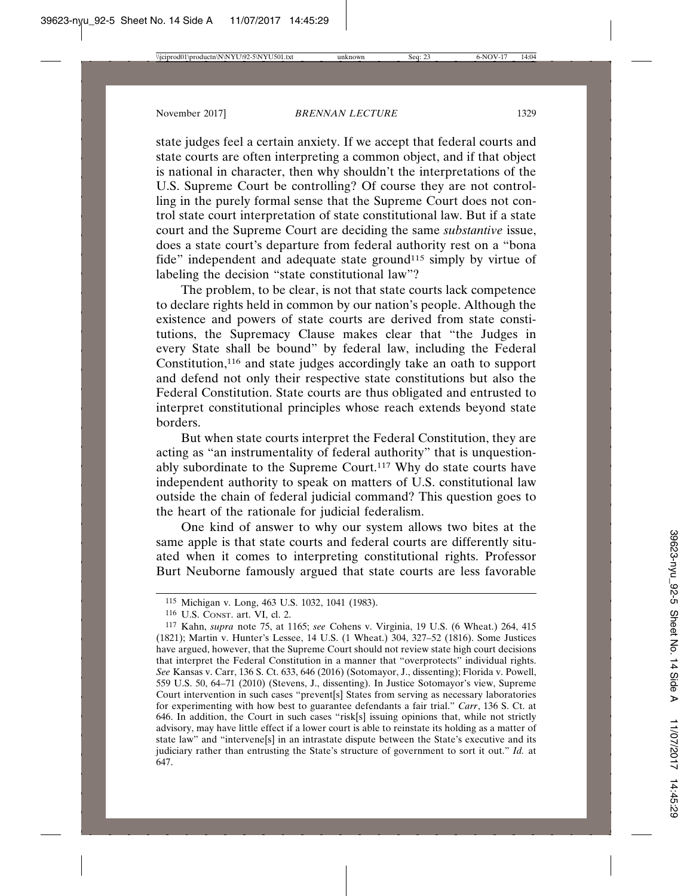state judges feel a certain anxiety. If we accept that federal courts and state courts are often interpreting a common object, and if that object is national in character, then why shouldn't the interpretations of the U.S. Supreme Court be controlling? Of course they are not controlling in the purely formal sense that the Supreme Court does not control state court interpretation of state constitutional law. But if a state court and the Supreme Court are deciding the same *substantive* issue, does a state court's departure from federal authority rest on a "bona fide" independent and adequate state ground[115] simply by virtue of labeling the decision "state constitutional law"?

The problem, to be clear, is not that state courts lack competence to declare rights held in common by our nation's people. Although the existence and powers of state courts are derived from state constitutions, the Supremacy Clause makes clear that "the Judges in every State shall be bound" by federal law, including the Federal Constitution,[116] and state judges accordingly take an oath to support and defend not only their respective state constitutions but also the Federal Constitution. State courts are thus obligated and entrusted to interpret constitutional principles whose reach extends beyond state borders.

But when state courts interpret the Federal Constitution, they are acting as "an instrumentality of federal authority" that is unquestionably subordinate to the Supreme Court.[117] Why do state courts have independent authority to speak on matters of U.S. constitutional law outside the chain of federal judicial command? This question goes to the heart of the rationale for judicial federalism.

One kind of answer to why our system allows two bites at the same apple is that state courts and federal courts are differently situated when it comes to interpreting constitutional rights. Professor Burt Neuborne famously argued that state courts are less favorable

---

[115] Michigan v. Long, 463 U.S. 1032, 1041 (1983).

[116] U.S. Const. art. VI, cl. 2.

[117] Kahn, *supra* note 75, at 1165; *see* Cohens v. Virginia, 19 U.S. (6 Wheat.) 264, 415 (1821); Martin v. Hunter's Lessee, 14 U.S. (1 Wheat.) 304, 327–52 (1816). Some Justices have argued, however, that the Supreme Court should not review state high court decisions that interpret the Federal Constitution in a manner that "overprotects" individual rights. *See* Kansas v. Carr, 136 S. Ct. 633, 646 (2016) (Sotomayor, J., dissenting); Florida v. Powell, 559 U.S. 50, 64–71 (2010) (Stevens, J., dissenting). In Justice Sotomayor's view, Supreme Court intervention in such cases "prevent[s] States from serving as necessary laboratories for experimenting with how best to guarantee defendants a fair trial." *Carr*, 136 S. Ct. at 646. In addition, the Court in such cases "risk[s] issuing opinions that, while not strictly advisory, may have little effect if a lower court is able to reinstate its holding as a matter of state law" and "intervene[s] in an intrastate dispute between the State's executive and its judiciary rather than entrusting the State's structure of government to sort it out." *Id.* at 647.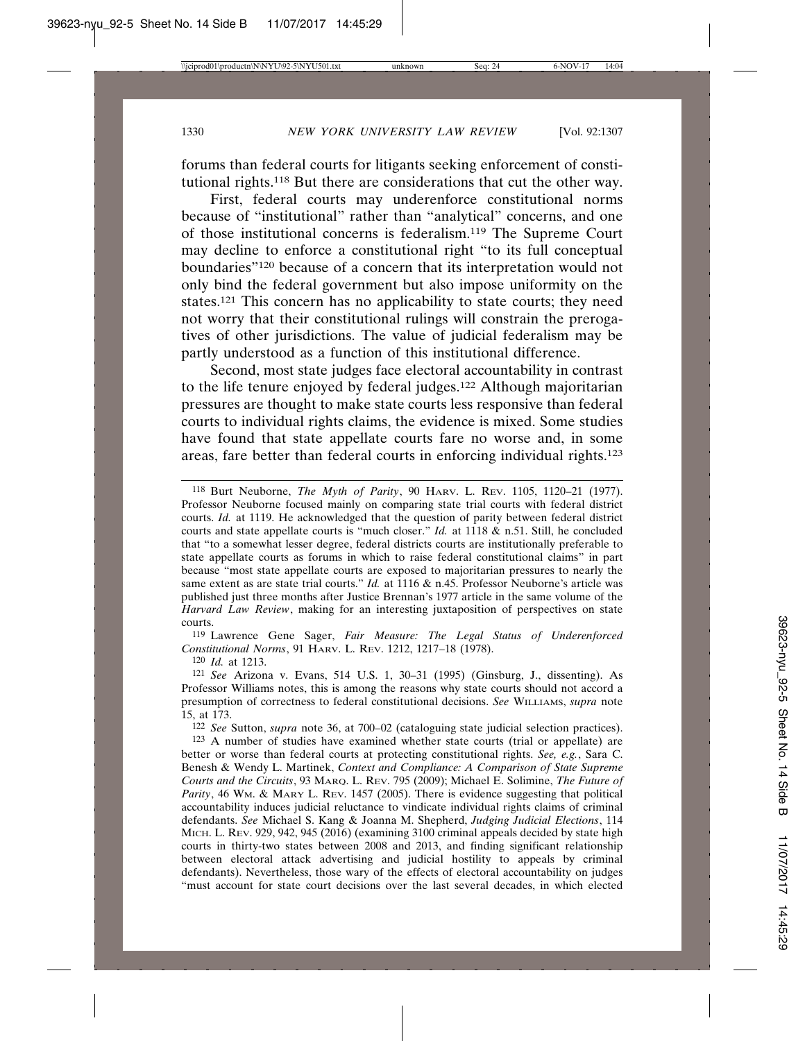forums than federal courts for litigants seeking enforcement of constitutional rights.[118] But there are considerations that cut the other way.

First, federal courts may underenforce constitutional norms because of "institutional" rather than "analytical" concerns, and one of those institutional concerns is federalism.[119] The Supreme Court may decline to enforce a constitutional right "to its full conceptual boundaries"[120] because of a concern that its interpretation would not only bind the federal government but also impose uniformity on the states.[121] This concern has no applicability to state courts; they need not worry that their constitutional rulings will constrain the prerogatives of other jurisdictions. The value of judicial federalism may be partly understood as a function of this institutional difference.

Second, most state judges face electoral accountability in contrast to the life tenure enjoyed by federal judges.[122] Although majoritarian pressures are thought to make state courts less responsive than federal courts to individual rights claims, the evidence is mixed. Some studies have found that state appellate courts fare no worse and, in some areas, fare better than federal courts in enforcing individual rights.[123]

---

[118] Burt Neuborne, *The Myth of Parity*, 90 HARV. L. REV. 1105, 1120–21 (1977). Professor Neuborne focused mainly on comparing state trial courts with federal district courts. *Id.* at 1119. He acknowledged that the question of parity between federal district courts and state appellate courts is "much closer." *Id.* at 1118 & n.51. Still, he concluded that "to a somewhat lesser degree, federal districts courts are institutionally preferable to state appellate courts as forums in which to raise federal constitutional claims" in part because "most state appellate courts are exposed to majoritarian pressures to nearly the same extent as are state trial courts." *Id.* at 1116 & n.45. Professor Neuborne's article was published just three months after Justice Brennan's 1977 article in the same volume of the *Harvard Law Review*, making for an interesting juxtaposition of perspectives on state courts.

[119] Lawrence Gene Sager, *Fair Measure: The Legal Status of Underenforced Constitutional Norms*, 91 HARV. L. REV. 1212, 1217–18 (1978).

[120] *Id.* at 1213.

[121] *See* Arizona v. Evans, 514 U.S. 1, 30–31 (1995) (Ginsburg, J., dissenting). As Professor Williams notes, this is among the reasons why state courts should not accord a presumption of correctness to federal constitutional decisions. *See* WILLIAMS, *supra* note 15, at 173.

[122] *See* Sutton, *supra* note 36, at 700–02 (cataloguing state judicial selection practices).

[123] A number of studies have examined whether state courts (trial or appellate) are better or worse than federal courts at protecting constitutional rights. *See, e.g.*, Sara C. Benesh & Wendy L. Martinek, *Context and Compliance: A Comparison of State Supreme Courts and the Circuits*, 93 MARQ. L. REV. 795 (2009); Michael E. Solimine, *The Future of Parity*, 46 WM. & MARY L. REV. 1457 (2005). There is evidence suggesting that political accountability induces judicial reluctance to vindicate individual rights claims of criminal defendants. *See* Michael S. Kang & Joanna M. Shepherd, *Judging Judicial Elections*, 114 MICH. L. REV. 929, 942, 945 (2016) (examining 3100 criminal appeals decided by state high courts in thirty-two states between 2008 and 2013, and finding significant relationship between electoral attack advertising and judicial hostility to appeals by criminal defendants). Nevertheless, those wary of the effects of electoral accountability on judges "must account for state court decisions over the last several decades, in which elected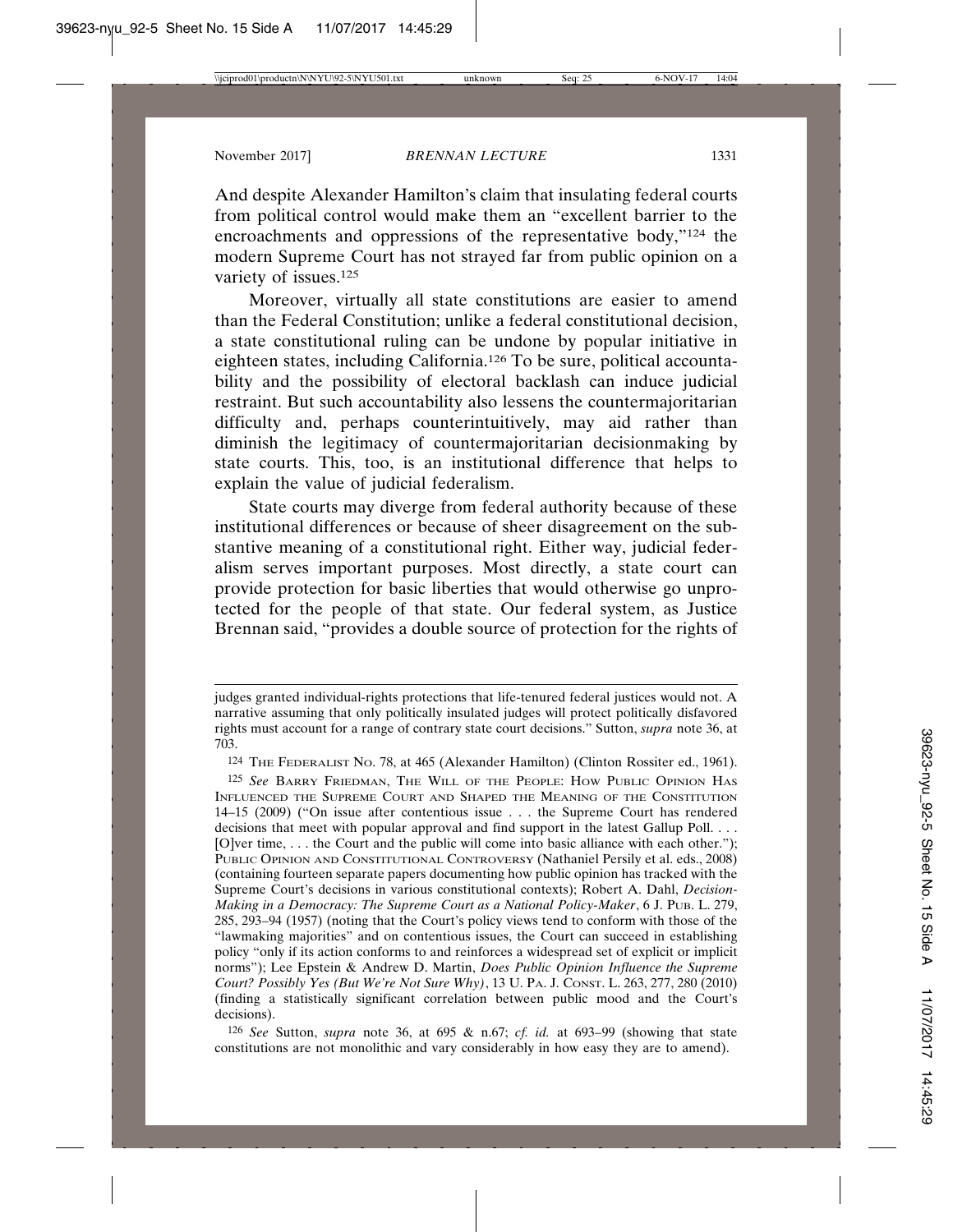And despite Alexander Hamilton's claim that insulating federal courts from political control would make them an "excellent barrier to the encroachments and oppressions of the representative body,"[124] the modern Supreme Court has not strayed far from public opinion on a variety of issues.[125]

Moreover, virtually all state constitutions are easier to amend than the Federal Constitution; unlike a federal constitutional decision, a state constitutional ruling can be undone by popular initiative in eighteen states, including California.[126] To be sure, political accountability and the possibility of electoral backlash can induce judicial restraint. But such accountability also lessens the countermajoritarian difficulty and, perhaps counterintuitively, may aid rather than diminish the legitimacy of countermajoritarian decisionmaking by state courts. This, too, is an institutional difference that helps to explain the value of judicial federalism.

State courts may diverge from federal authority because of these institutional differences or because of sheer disagreement on the substantive meaning of a constitutional right. Either way, judicial federalism serves important purposes. Most directly, a state court can provide protection for basic liberties that would otherwise go unprotected for the people of that state. Our federal system, as Justice Brennan said, "provides a double source of protection for the rights of

---

judges granted individual-rights protections that life-tenured federal justices would not. A narrative assuming that only politically insulated judges will protect politically disfavored rights must account for a range of contrary state court decisions." Sutton, *supra* note 36, at 703.

[124] THE FEDERALIST NO. 78, at 465 (Alexander Hamilton) (Clinton Rossiter ed., 1961).

[125] *See* BARRY FRIEDMAN, THE WILL OF THE PEOPLE: HOW PUBLIC OPINION HAS INFLUENCED THE SUPREME COURT AND SHAPED THE MEANING OF THE CONSTITUTION 14–15 (2009) ("On issue after contentious issue . . . the Supreme Court has rendered decisions that meet with popular approval and find support in the latest Gallup Poll. . . . [O]ver time, . . . the Court and the public will come into basic alliance with each other."); PUBLIC OPINION AND CONSTITUTIONAL CONTROVERSY (Nathaniel Persily et al. eds., 2008) (containing fourteen separate papers documenting how public opinion has tracked with the Supreme Court's decisions in various constitutional contexts); Robert A. Dahl, *Decision-Making in a Democracy: The Supreme Court as a National Policy-Maker*, 6 J. PUB. L. 279, 285, 293–94 (1957) (noting that the Court's policy views tend to conform with those of the "lawmaking majorities" and on contentious issues, the Court can succeed in establishing policy "only if its action conforms to and reinforces a widespread set of explicit or implicit norms"); Lee Epstein & Andrew D. Martin, *Does Public Opinion Influence the Supreme Court? Possibly Yes (But We're Not Sure Why)*, 13 U. PA. J. CONST. L. 263, 277, 280 (2010) (finding a statistically significant correlation between public mood and the Court's decisions).

[126] *See* Sutton, *supra* note 36, at 695 & n.67; *cf. id.* at 693–99 (showing that state constitutions are not monolithic and vary considerably in how easy they are to amend).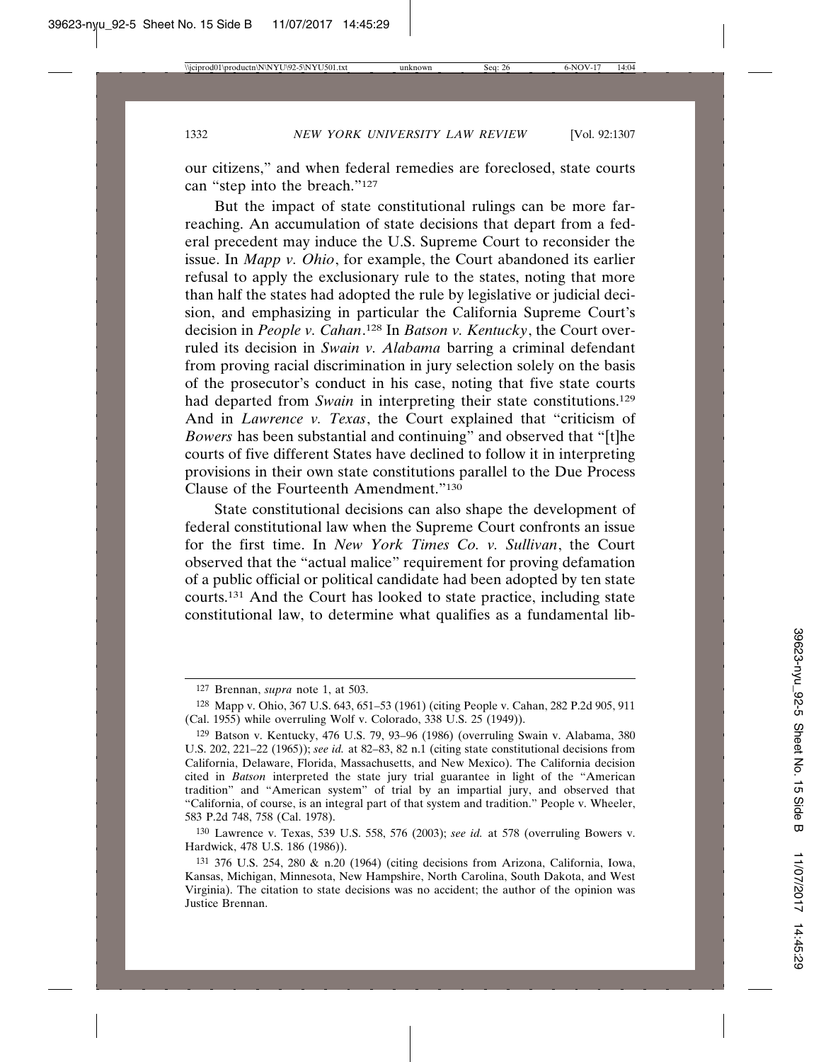our citizens," and when federal remedies are foreclosed, state courts can "step into the breach."[127]

But the impact of state constitutional rulings can be more far-reaching. An accumulation of state decisions that depart from a federal precedent may induce the U.S. Supreme Court to reconsider the issue. In *Mapp v. Ohio*, for example, the Court abandoned its earlier refusal to apply the exclusionary rule to the states, noting that more than half the states had adopted the rule by legislative or judicial decision, and emphasizing in particular the California Supreme Court's decision in *People v. Cahan*.[128] In *Batson v. Kentucky*, the Court overruled its decision in *Swain v. Alabama* barring a criminal defendant from proving racial discrimination in jury selection solely on the basis of the prosecutor's conduct in his case, noting that five state courts had departed from *Swain* in interpreting their state constitutions.[129] And in *Lawrence v. Texas*, the Court explained that "criticism of *Bowers* has been substantial and continuing" and observed that "[t]he courts of five different States have declined to follow it in interpreting provisions in their own state constitutions parallel to the Due Process Clause of the Fourteenth Amendment."[130]

State constitutional decisions can also shape the development of federal constitutional law when the Supreme Court confronts an issue for the first time. In *New York Times Co. v. Sullivan*, the Court observed that the "actual malice" requirement for proving defamation of a public official or political candidate had been adopted by ten state courts.[131] And the Court has looked to state practice, including state constitutional law, to determine what qualifies as a fundamental lib-

---

[127] Brennan, *supra* note 1, at 503.

[128] Mapp v. Ohio, 367 U.S. 643, 651–53 (1961) (citing People v. Cahan, 282 P.2d 905, 911 (Cal. 1955) while overruling Wolf v. Colorado, 338 U.S. 25 (1949)).

[129] Batson v. Kentucky, 476 U.S. 79, 93–96 (1986) (overruling Swain v. Alabama, 380 U.S. 202, 221–22 (1965)); *see id.* at 82–83, 82 n.1 (citing state constitutional decisions from California, Delaware, Florida, Massachusetts, and New Mexico). The California decision cited in *Batson* interpreted the state jury trial guarantee in light of the "American tradition" and "American system" of trial by an impartial jury, and observed that "California, of course, is an integral part of that system and tradition." People v. Wheeler, 583 P.2d 748, 758 (Cal. 1978).

[130] Lawrence v. Texas, 539 U.S. 558, 576 (2003); *see id.* at 578 (overruling Bowers v. Hardwick, 478 U.S. 186 (1986)).

[131] 376 U.S. 254, 280 & n.20 (1964) (citing decisions from Arizona, California, Iowa, Kansas, Michigan, Minnesota, New Hampshire, North Carolina, South Dakota, and West Virginia). The citation to state decisions was no accident; the author of the opinion was Justice Brennan.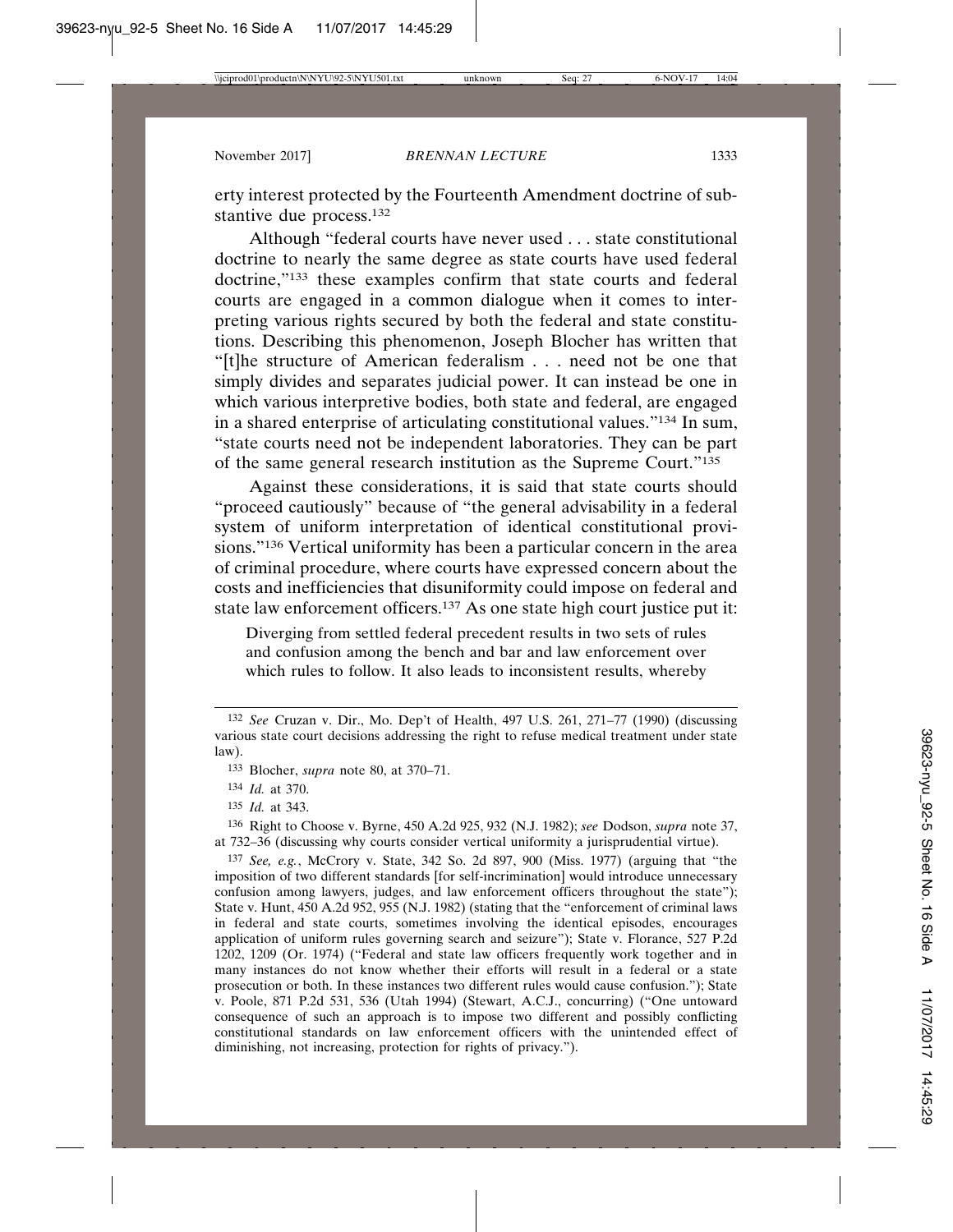erty interest protected by the Fourteenth Amendment doctrine of substantive due process.[132]

Although "federal courts have never used . . . state constitutional doctrine to nearly the same degree as state courts have used federal doctrine,"[133] these examples confirm that state courts and federal courts are engaged in a common dialogue when it comes to interpreting various rights secured by both the federal and state constitutions. Describing this phenomenon, Joseph Blocher has written that "[t]he structure of American federalism . . . need not be one that simply divides and separates judicial power. It can instead be one in which various interpretive bodies, both state and federal, are engaged in a shared enterprise of articulating constitutional values."[134] In sum, "state courts need not be independent laboratories. They can be part of the same general research institution as the Supreme Court."[135]

Against these considerations, it is said that state courts should "proceed cautiously" because of "the general advisability in a federal system of uniform interpretation of identical constitutional provisions."[136] Vertical uniformity has been a particular concern in the area of criminal procedure, where courts have expressed concern about the costs and inefficiencies that disuniformity could impose on federal and state law enforcement officers.[137] As one state high court justice put it:

> Diverging from settled federal precedent results in two sets of rules and confusion among the bench and bar and law enforcement over which rules to follow. It also leads to inconsistent results, whereby

---

132 *See* Cruzan v. Dir., Mo. Dep't of Health, 497 U.S. 261, 271–77 (1990) (discussing various state court decisions addressing the right to refuse medical treatment under state law).

133 Blocher, *supra* note 80, at 370–71.

134 *Id.* at 370.

135 *Id.* at 343.

136 Right to Choose v. Byrne, 450 A.2d 925, 932 (N.J. 1982); *see* Dodson, *supra* note 37, at 732–36 (discussing why courts consider vertical uniformity a jurisprudential virtue).

137 *See, e.g.*, McCrory v. State, 342 So. 2d 897, 900 (Miss. 1977) (arguing that "the imposition of two different standards [for self-incrimination] would introduce unnecessary confusion among lawyers, judges, and law enforcement officers throughout the state"); State v. Hunt, 450 A.2d 952, 955 (N.J. 1982) (stating that the "enforcement of criminal laws in federal and state courts, sometimes involving the identical episodes, encourages application of uniform rules governing search and seizure"); State v. Florance, 527 P.2d 1202, 1209 (Or. 1974) ("Federal and state law officers frequently work together and in many instances do not know whether their efforts will result in a federal or a state prosecution or both. In these instances two different rules would cause confusion."); State v. Poole, 871 P.2d 531, 536 (Utah 1994) (Stewart, A.C.J., concurring) ("One untoward consequence of such an approach is to impose two different and possibly conflicting constitutional standards on law enforcement officers with the unintended effect of diminishing, not increasing, protection for rights of privacy.").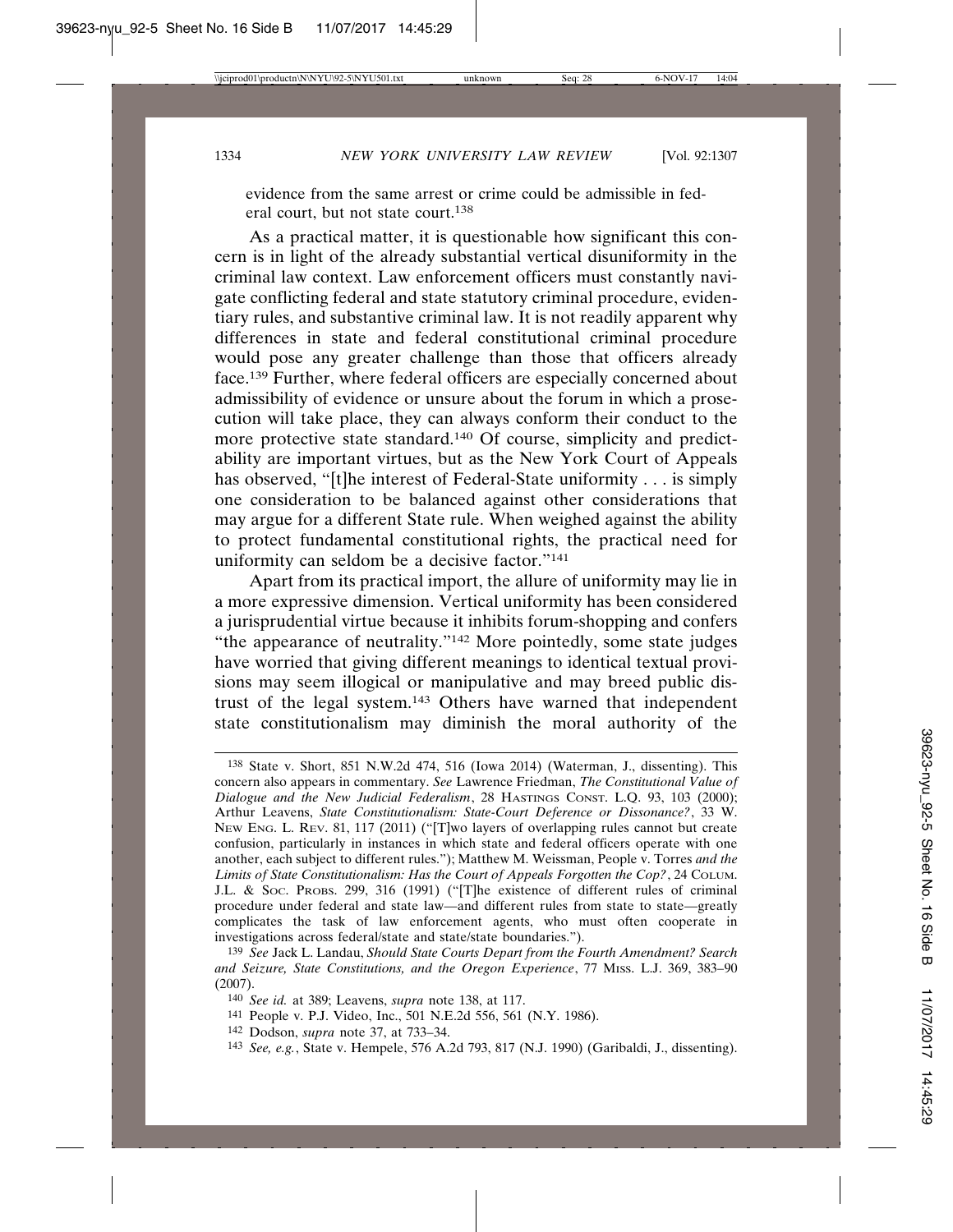evidence from the same arrest or crime could be admissible in federal court, but not state court.[138]

As a practical matter, it is questionable how significant this concern is in light of the already substantial vertical disuniformity in the criminal law context. Law enforcement officers must constantly navigate conflicting federal and state statutory criminal procedure, evidentiary rules, and substantive criminal law. It is not readily apparent why differences in state and federal constitutional criminal procedure would pose any greater challenge than those that officers already face.[139] Further, where federal officers are especially concerned about admissibility of evidence or unsure about the forum in which a prosecution will take place, they can always conform their conduct to the more protective state standard.[140] Of course, simplicity and predictability are important virtues, but as the New York Court of Appeals has observed, "[t]he interest of Federal-State uniformity . . . is simply one consideration to be balanced against other considerations that may argue for a different State rule. When weighed against the ability to protect fundamental constitutional rights, the practical need for uniformity can seldom be a decisive factor."[141]

Apart from its practical import, the allure of uniformity may lie in a more expressive dimension. Vertical uniformity has been considered a jurisprudential virtue because it inhibits forum-shopping and confers "the appearance of neutrality."[142] More pointedly, some state judges have worried that giving different meanings to identical textual provisions may seem illogical or manipulative and may breed public distrust of the legal system.[143] Others have warned that independent state constitutionalism may diminish the moral authority of the

---

138 State v. Short, 851 N.W.2d 474, 516 (Iowa 2014) (Waterman, J., dissenting). This concern also appears in commentary. *See* Lawrence Friedman, *The Constitutional Value of Dialogue and the New Judicial Federalism*, 28 HASTINGS CONST. L.Q. 93, 103 (2000); Arthur Leavens, *State Constitutionalism: State-Court Deference or Dissonance?*, 33 W. NEW ENG. L. REV. 81, 117 (2011) ("[T]wo layers of overlapping rules cannot but create confusion, particularly in instances in which state and federal officers operate with one another, each subject to different rules."); Matthew M. Weissman, People v. Torres *and the Limits of State Constitutionalism: Has the Court of Appeals Forgotten the Cop?*, 24 COLUM. J.L. & SOC. PROBS. 299, 316 (1991) ("[T]he existence of different rules of criminal procedure under federal and state law—and different rules from state to state—greatly complicates the task of law enforcement agents, who must often cooperate in investigations across federal/state and state/state boundaries.").

139 *See* Jack L. Landau, *Should State Courts Depart from the Fourth Amendment? Search and Seizure, State Constitutions, and the Oregon Experience*, 77 MISS. L.J. 369, 383–90 (2007).

140 *See id.* at 389; Leavens, *supra* note 138, at 117.

141 People v. P.J. Video, Inc., 501 N.E.2d 556, 561 (N.Y. 1986).

142 Dodson, *supra* note 37, at 733–34.

143 *See, e.g.*, State v. Hempele, 576 A.2d 793, 817 (N.J. 1990) (Garibaldi, J., dissenting).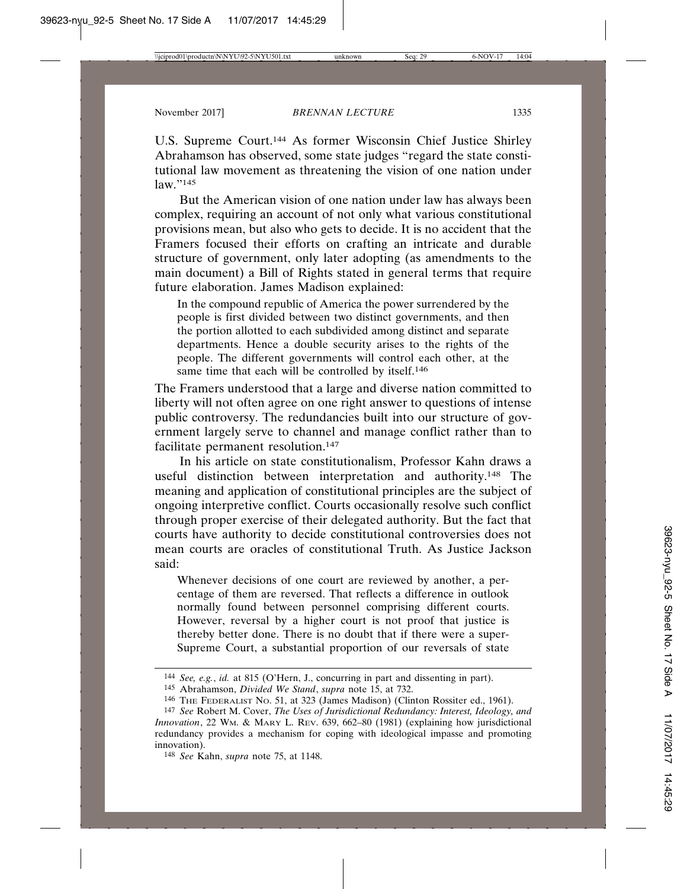U.S. Supreme Court.[144] As former Wisconsin Chief Justice Shirley Abrahamson has observed, some state judges "regard the state constitutional law movement as threatening the vision of one nation under law."[145]

But the American vision of one nation under law has always been complex, requiring an account of not only what various constitutional provisions mean, but also who gets to decide. It is no accident that the Framers focused their efforts on crafting an intricate and durable structure of government, only later adopting (as amendments to the main document) a Bill of Rights stated in general terms that require future elaboration. James Madison explained:

> In the compound republic of America the power surrendered by the people is first divided between two distinct governments, and then the portion allotted to each subdivided among distinct and separate departments. Hence a double security arises to the rights of the people. The different governments will control each other, at the same time that each will be controlled by itself.[146]

The Framers understood that a large and diverse nation committed to liberty will not often agree on one right answer to questions of intense public controversy. The redundancies built into our structure of government largely serve to channel and manage conflict rather than to facilitate permanent resolution.[147]

In his article on state constitutionalism, Professor Kahn draws a useful distinction between interpretation and authority.[148] The meaning and application of constitutional principles are the subject of ongoing interpretive conflict. Courts occasionally resolve such conflict through proper exercise of their delegated authority. But the fact that courts have authority to decide constitutional controversies does not mean courts are oracles of constitutional Truth. As Justice Jackson said:

> Whenever decisions of one court are reviewed by another, a percentage of them are reversed. That reflects a difference in outlook normally found between personnel comprising different courts. However, reversal by a higher court is not proof that justice is thereby better done. There is no doubt that if there were a super-Supreme Court, a substantial proportion of our reversals of state

---

[144] *See, e.g.*, *id.* at 815 (O'Hern, J., concurring in part and dissenting in part).

[145] Abrahamson, *Divided We Stand*, *supra* note 15, at 732.

[146] THE FEDERALIST No. 51, at 323 (James Madison) (Clinton Rossiter ed., 1961).

[147] *See* Robert M. Cover, *The Uses of Jurisdictional Redundancy: Interest, Ideology, and Innovation*, 22 WM. & MARY L. REV. 639, 662–80 (1981) (explaining how jurisdictional redundancy provides a mechanism for coping with ideological impasse and promoting innovation).

[148] *See* Kahn, *supra* note 75, at 1148.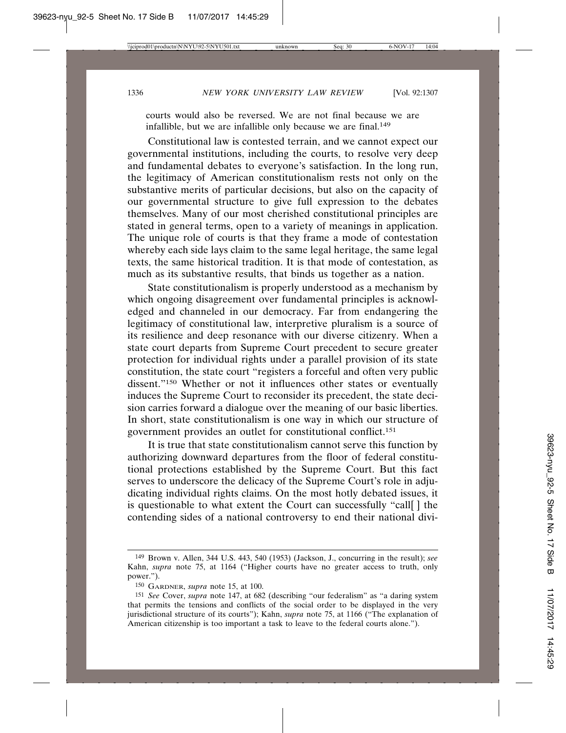courts would also be reversed. We are not final because we are infallible, but we are infallible only because we are final.[149]

Constitutional law is contested terrain, and we cannot expect our governmental institutions, including the courts, to resolve very deep and fundamental debates to everyone's satisfaction. In the long run, the legitimacy of American constitutionalism rests not only on the substantive merits of particular decisions, but also on the capacity of our governmental structure to give full expression to the debates themselves. Many of our most cherished constitutional principles are stated in general terms, open to a variety of meanings in application. The unique role of courts is that they frame a mode of contestation whereby each side lays claim to the same legal heritage, the same legal texts, the same historical tradition. It is that mode of contestation, as much as its substantive results, that binds us together as a nation.

State constitutionalism is properly understood as a mechanism by which ongoing disagreement over fundamental principles is acknowledged and channeled in our democracy. Far from endangering the legitimacy of constitutional law, interpretive pluralism is a source of its resilience and deep resonance with our diverse citizenry. When a state court departs from Supreme Court precedent to secure greater protection for individual rights under a parallel provision of its state constitution, the state court "registers a forceful and often very public dissent."[150] Whether or not it influences other states or eventually induces the Supreme Court to reconsider its precedent, the state decision carries forward a dialogue over the meaning of our basic liberties. In short, state constitutionalism is one way in which our structure of government provides an outlet for constitutional conflict.[151]

It is true that state constitutionalism cannot serve this function by authorizing downward departures from the floor of federal constitutional protections established by the Supreme Court. But this fact serves to underscore the delicacy of the Supreme Court's role in adjudicating individual rights claims. On the most hotly debated issues, it is questionable to what extent the Court can successfully "call[ ] the contending sides of a national controversy to end their national divi-

---

149 Brown v. Allen, 344 U.S. 443, 540 (1953) (Jackson, J., concurring in the result); *see* Kahn, *supra* note 75, at 1164 ("Higher courts have no greater access to truth, only power.").

150 GARDNER, *supra* note 15, at 100.

151 *See* Cover, *supra* note 147, at 682 (describing "our federalism" as "a daring system that permits the tensions and conflicts of the social order to be displayed in the very jurisdictional structure of its courts"); Kahn, *supra* note 75, at 1166 ("The explanation of American citizenship is too important a task to leave to the federal courts alone.").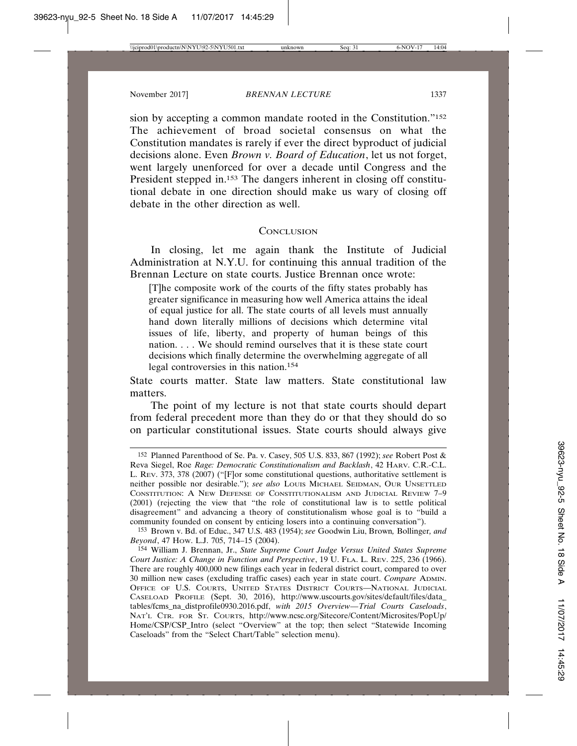sion by accepting a common mandate rooted in the Constitution."[152] The achievement of broad societal consensus on what the Constitution mandates is rarely if ever the direct byproduct of judicial decisions alone. Even *Brown v. Board of Education*, let us not forget, went largely unenforced for over a decade until Congress and the President stepped in.[153] The dangers inherent in closing off constitutional debate in one direction should make us wary of closing off debate in the other direction as well.

## CONCLUSION

In closing, let me again thank the Institute of Judicial Administration at N.Y.U. for continuing this annual tradition of the Brennan Lecture on state courts. Justice Brennan once wrote:

> [T]he composite work of the courts of the fifty states probably has greater significance in measuring how well America attains the ideal of equal justice for all. The state courts of all levels must annually hand down literally millions of decisions which determine vital issues of life, liberty, and property of human beings of this nation. . . . We should remind ourselves that it is these state court decisions which finally determine the overwhelming aggregate of all legal controversies in this nation.[154]

State courts matter. State law matters. State constitutional law matters.

The point of my lecture is not that state courts should depart from federal precedent more than they do or that they should do so on particular constitutional issues. State courts should always give

---

[152] Planned Parenthood of Se. Pa. v. Casey, 505 U.S. 833, 867 (1992); *see* Robert Post & Reva Siegel, Roe *Rage: Democratic Constitutionalism and Backlash*, 42 HARV. C.R.-C.L. L. REV. 373, 378 (2007) ("[F]or some constitutional questions, authoritative settlement is neither possible nor desirable."); *see also* LOUIS MICHAEL SEIDMAN, OUR UNSETTLED CONSTITUTION: A NEW DEFENSE OF CONSTITUTIONALISM AND JUDICIAL REVIEW 7–9 (2001) (rejecting the view that "the role of constitutional law is to settle political disagreement" and advancing a theory of constitutionalism whose goal is to "build a community founded on consent by enticing losers into a continuing conversation").

[153] Brown v. Bd. of Educ., 347 U.S. 483 (1954); *see* Goodwin Liu, Brown*,* Bollinger*, and Beyond*, 47 HOW. L.J. 705, 714–15 (2004).

[154] William J. Brennan, Jr., *State Supreme Court Judge Versus United States Supreme Court Justice: A Change in Function and Perspective*, 19 U. FLA. L. REV. 225, 236 (1966). There are roughly 400,000 new filings each year in federal district court, compared to over 30 million new cases (excluding traffic cases) each year in state court. *Compare* ADMIN. OFFICE OF U.S. COURTS, UNITED STATES DISTRICT COURTS—NATIONAL JUDICIAL CASELOAD PROFILE (Sept. 30, 2016), http://www.uscourts.gov/sites/default/files/data_tables/fcms_na_distprofile0930.2016.pdf, *with 2015 Overview—Trial Courts Caseloads*, NAT'L CTR. FOR ST. COURTS, http://www.ncsc.org/Sitecore/Content/Microsites/PopUp/Home/CSP/CSP_Intro (select "Overview" at the top; then select "Statewide Incoming Caseloads" from the "Select Chart/Table" selection menu).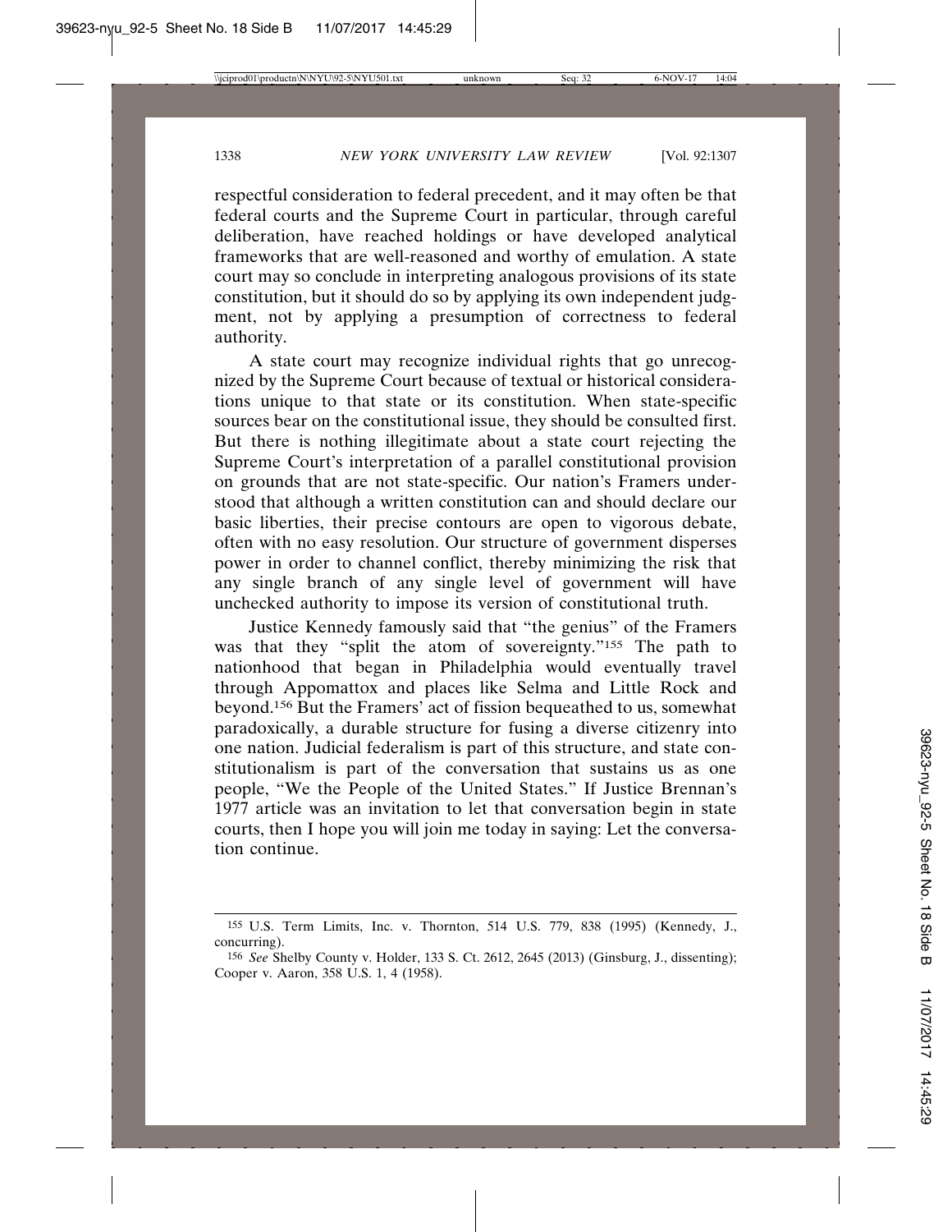respectful consideration to federal precedent, and it may often be that federal courts and the Supreme Court in particular, through careful deliberation, have reached holdings or have developed analytical frameworks that are well-reasoned and worthy of emulation. A state court may so conclude in interpreting analogous provisions of its state constitution, but it should do so by applying its own independent judgment, not by applying a presumption of correctness to federal authority.

A state court may recognize individual rights that go unrecognized by the Supreme Court because of textual or historical considerations unique to that state or its constitution. When state-specific sources bear on the constitutional issue, they should be consulted first. But there is nothing illegitimate about a state court rejecting the Supreme Court's interpretation of a parallel constitutional provision on grounds that are not state-specific. Our nation's Framers understood that although a written constitution can and should declare our basic liberties, their precise contours are open to vigorous debate, often with no easy resolution. Our structure of government disperses power in order to channel conflict, thereby minimizing the risk that any single branch of any single level of government will have unchecked authority to impose its version of constitutional truth.

Justice Kennedy famously said that "the genius" of the Framers was that they "split the atom of sovereignty."[155] The path to nationhood that began in Philadelphia would eventually travel through Appomattox and places like Selma and Little Rock and beyond.[156] But the Framers' act of fission bequeathed to us, somewhat paradoxically, a durable structure for fusing a diverse citizenry into one nation. Judicial federalism is part of this structure, and state constitutionalism is part of the conversation that sustains us as one people, "We the People of the United States." If Justice Brennan's 1977 article was an invitation to let that conversation begin in state courts, then I hope you will join me today in saying: Let the conversation continue.

---

155 U.S. Term Limits, Inc. v. Thornton, 514 U.S. 779, 838 (1995) (Kennedy, J., concurring).

156 *See* Shelby County v. Holder, 133 S. Ct. 2612, 2645 (2013) (Ginsburg, J., dissenting); Cooper v. Aaron, 358 U.S. 1, 4 (1958).